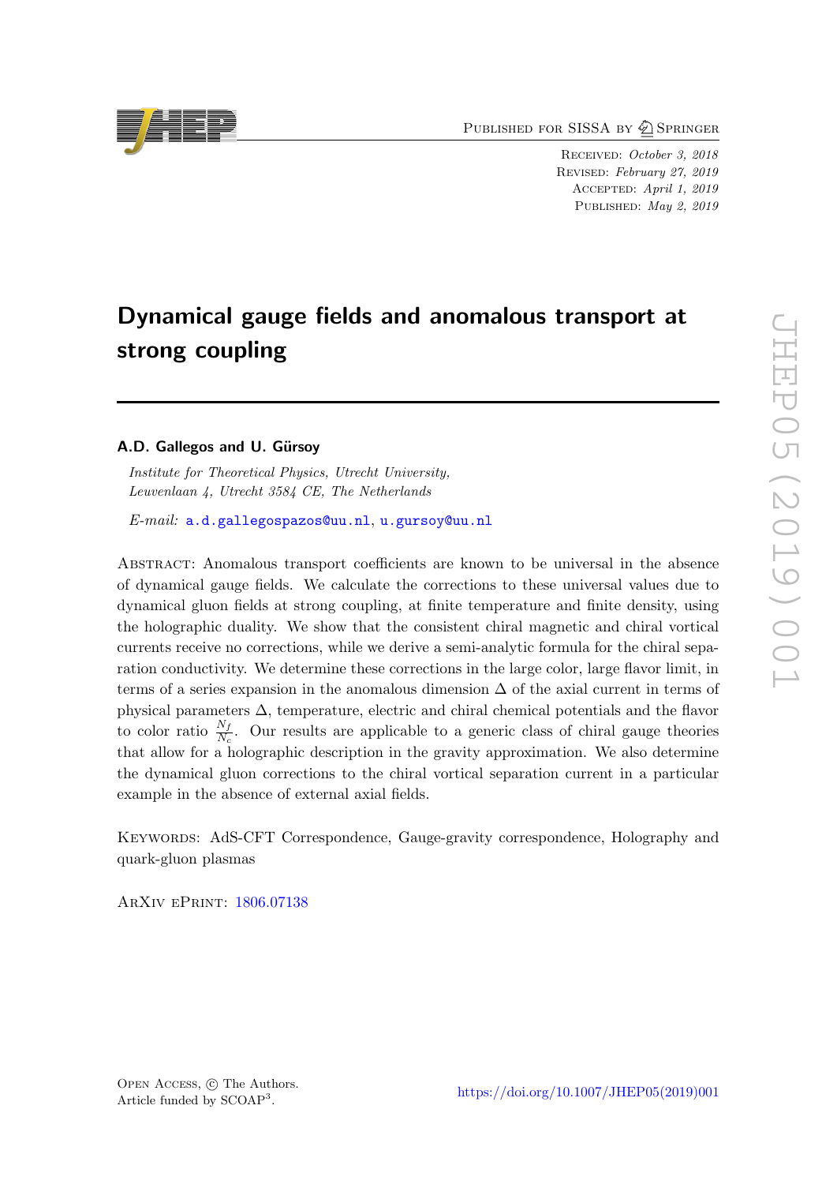Published for SISSA by Springer

Received: *October 3, 2018*
Revised: *February 27, 2019*
Accepted: *April 1, 2019*
Published: *May 2, 2019*

# Dynamical gauge fields and anomalous transport at strong coupling

**A.D. Gallegos and U. Gürsoy**

*Institute for Theoretical Physics, Utrecht University,*
*Leuvenlaan 4, Utrecht 3584 CE, The Netherlands*

*E-mail:* a.d.gallegospazos@uu.nl, u.gursoy@uu.nl

Abstract: Anomalous transport coefficients are known to be universal in the absence of dynamical gauge fields. We calculate the corrections to these universal values due to dynamical gluon fields at strong coupling, at finite temperature and finite density, using the holographic duality. We show that the consistent chiral magnetic and chiral vortical currents receive no corrections, while we derive a semi-analytic formula for the chiral separation conductivity. We determine these corrections in the large color, large flavor limit, in terms of a series expansion in the anomalous dimension $\Delta$ of the axial current in terms of physical parameters $\Delta$, temperature, electric and chiral chemical potentials and the flavor to color ratio $\frac{N_f}{N_c}$. Our results are applicable to a generic class of chiral gauge theories that allow for a holographic description in the gravity approximation. We also determine the dynamical gluon corrections to the chiral vortical separation current in a particular example in the absence of external axial fields.

Keywords: AdS-CFT Correspondence, Gauge-gravity correspondence, Holography and quark-gluon plasmas

ArXiv ePrint: 1806.07138

Open Access, © The Authors.
Article funded by SCOAP[3].

https://doi.org/10.1007/JHEP05(2019)001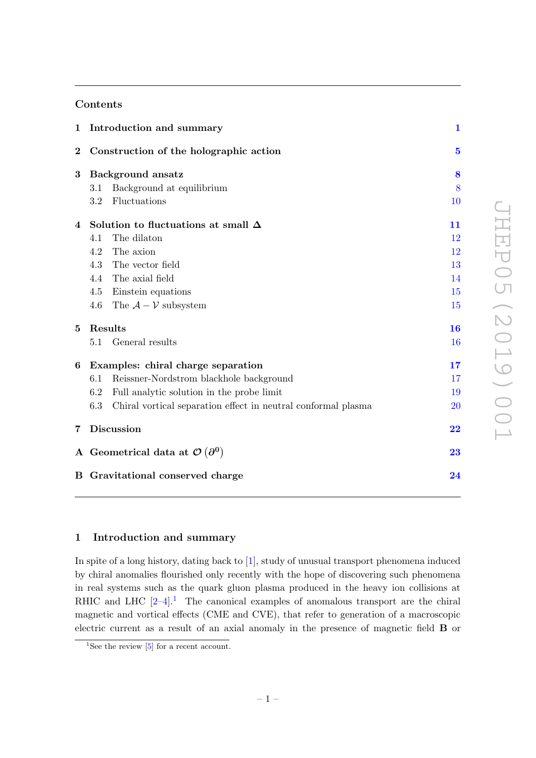## Contents

| | | |
|---|---|---|
| **1** | **Introduction and summary** | **1** |
| **2** | **Construction of the holographic action** | **5** |
| **3** | **Background ansatz** | **8** |
| | 3.1 Background at equilibrium | 8 |
| | 3.2 Fluctuations | 10 |
| **4** | **Solution to fluctuations at small $\Delta$** | **11** |
| | 4.1 The dilaton | 12 |
| | 4.2 The axion | 12 |
| | 4.3 The vector field | 13 |
| | 4.4 The axial field | 14 |
| | 4.5 Einstein equations | 15 |
| | 4.6 The $\mathcal{A}-\mathcal{V}$ subsystem | 15 |
| **5** | **Results** | **16** |
| | 5.1 General results | 16 |
| **6** | **Examples: chiral charge separation** | **17** |
| | 6.1 Reissner-Nordstrom blackhole background | 17 |
| | 6.2 Full analytic solution in the probe limit | 19 |
| | 6.3 Chiral vortical separation effect in neutral conformal plasma | 20 |
| **7** | **Discussion** | **22** |
| **A** | **Geometrical data at $\mathcal{O}\left(\partial^0\right)$** | **23** |
| **B** | **Gravitational conserved charge** | **24** |

## 1 Introduction and summary

In spite of a long history, dating back to [1], study of unusual transport phenomena induced by chiral anomalies flourished only recently with the hope of discovering such phenomena in real systems such as the quark gluon plasma produced in the heavy ion collisions at RHIC and LHC [2–4].[1] The canonical examples of anomalous transport are the chiral magnetic and vortical effects (CME and CVE), that refer to generation of a macroscopic electric current as a result of an axial anomaly in the presence of magnetic field **B** or

[1] See the review [5] for a recent account.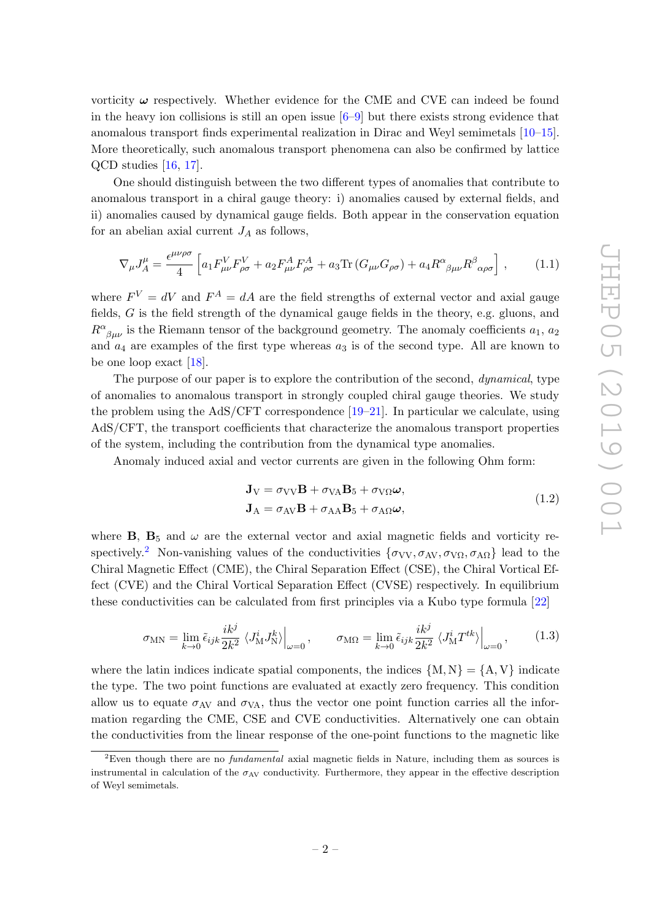vorticity $\boldsymbol{\omega}$ respectively. Whether evidence for the CME and CVE can indeed be found in the heavy ion collisions is still an open issue [6–9] but there exists strong evidence that anomalous transport finds experimental realization in Dirac and Weyl semimetals [10–15]. More theoretically, such anomalous transport phenomena can also be confirmed by lattice QCD studies [16, 17].

One should distinguish between the two different types of anomalies that contribute to anomalous transport in a chiral gauge theory: i) anomalies caused by external fields, and ii) anomalies caused by dynamical gauge fields. Both appear in the conservation equation for an abelian axial current $J_A$ as follows,

$$\nabla_\mu J^\mu_A = \frac{\epsilon^{\mu\nu\rho\sigma}}{4}\left[a_1 F^V_{\mu\nu}F^V_{\rho\sigma} + a_2 F^A_{\mu\nu}F^A_{\rho\sigma} + a_3 \mathrm{Tr}\left(G_{\mu\nu}G_{\rho\sigma}\right) + a_4 R^\alpha{}_{\beta\mu\nu}R^\beta{}_{\alpha\rho\sigma}\right], \tag{1.1}$$

where $F^V = dV$ and $F^A = dA$ are the field strengths of external vector and axial gauge fields, $G$ is the field strength of the dynamical gauge fields in the theory, e.g. gluons, and $R^\alpha{}_{\beta\mu\nu}$ is the Riemann tensor of the background geometry. The anomaly coefficients $a_1$, $a_2$ and $a_4$ are examples of the first type whereas $a_3$ is of the second type. All are known to be one loop exact [18].

The purpose of our paper is to explore the contribution of the second, *dynamical*, type of anomalies to anomalous transport in strongly coupled chiral gauge theories. We study the problem using the AdS/CFT correspondence [19–21]. In particular we calculate, using AdS/CFT, the transport coefficients that characterize the anomalous transport properties of the system, including the contribution from the dynamical type anomalies.

Anomaly induced axial and vector currents are given in the following Ohm form:

$$\begin{aligned}\mathbf{J}_{\mathrm{V}} &= \sigma_{\mathrm{VV}}\mathbf{B} + \sigma_{\mathrm{VA}}\mathbf{B}_5 + \sigma_{\mathrm{V}\Omega}\boldsymbol{\omega},\\ \mathbf{J}_{\mathrm{A}} &= \sigma_{\mathrm{AV}}\mathbf{B} + \sigma_{\mathrm{AA}}\mathbf{B}_5 + \sigma_{\mathrm{A}\Omega}\boldsymbol{\omega},\end{aligned} \tag{1.2}$$

where $\mathbf{B}$, $\mathbf{B}_5$ and $\omega$ are the external vector and axial magnetic fields and vorticity respectively.[2] Non-vanishing values of the conductivities $\{\sigma_{\mathrm{VV}}, \sigma_{\mathrm{AV}}, \sigma_{\mathrm{V}\Omega}, \sigma_{\mathrm{A}\Omega}\}$ lead to the Chiral Magnetic Effect (CME), the Chiral Separation Effect (CSE), the Chiral Vortical Effect (CVE) and the Chiral Vortical Separation Effect (CVSE) respectively. In equilibrium these conductivities can be calculated from first principles via a Kubo type formula [22]

$$\sigma_{\mathrm{MN}} = \lim_{k\to 0}\tilde{\epsilon}_{ijk}\frac{ik^j}{2k^2}\left.\langle J^i_{\mathrm{M}}J^k_{\mathrm{N}}\rangle\right|_{\omega=0}, \qquad \sigma_{\mathrm{M}\Omega} = \lim_{k\to 0}\tilde{\epsilon}_{ijk}\frac{ik^j}{2k^2}\left.\langle J^i_{\mathrm{M}}T^{tk}\rangle\right|_{\omega=0}, \tag{1.3}$$

where the latin indices indicate spatial components, the indices $\{\mathrm{M},\mathrm{N}\} = \{\mathrm{A},\mathrm{V}\}$ indicate the type. The two point functions are evaluated at exactly zero frequency. This condition allow us to equate $\sigma_{\mathrm{AV}}$ and $\sigma_{\mathrm{VA}}$, thus the vector one point function carries all the information regarding the CME, CSE and CVE conductivities. Alternatively one can obtain the conductivities from the linear response of the one-point functions to the magnetic like

[2] Even though there are no *fundamental* axial magnetic fields in Nature, including them as sources is instrumental in calculation of the $\sigma_{\mathrm{AV}}$ conductivity. Furthermore, they appear in the effective description of Weyl semimetals.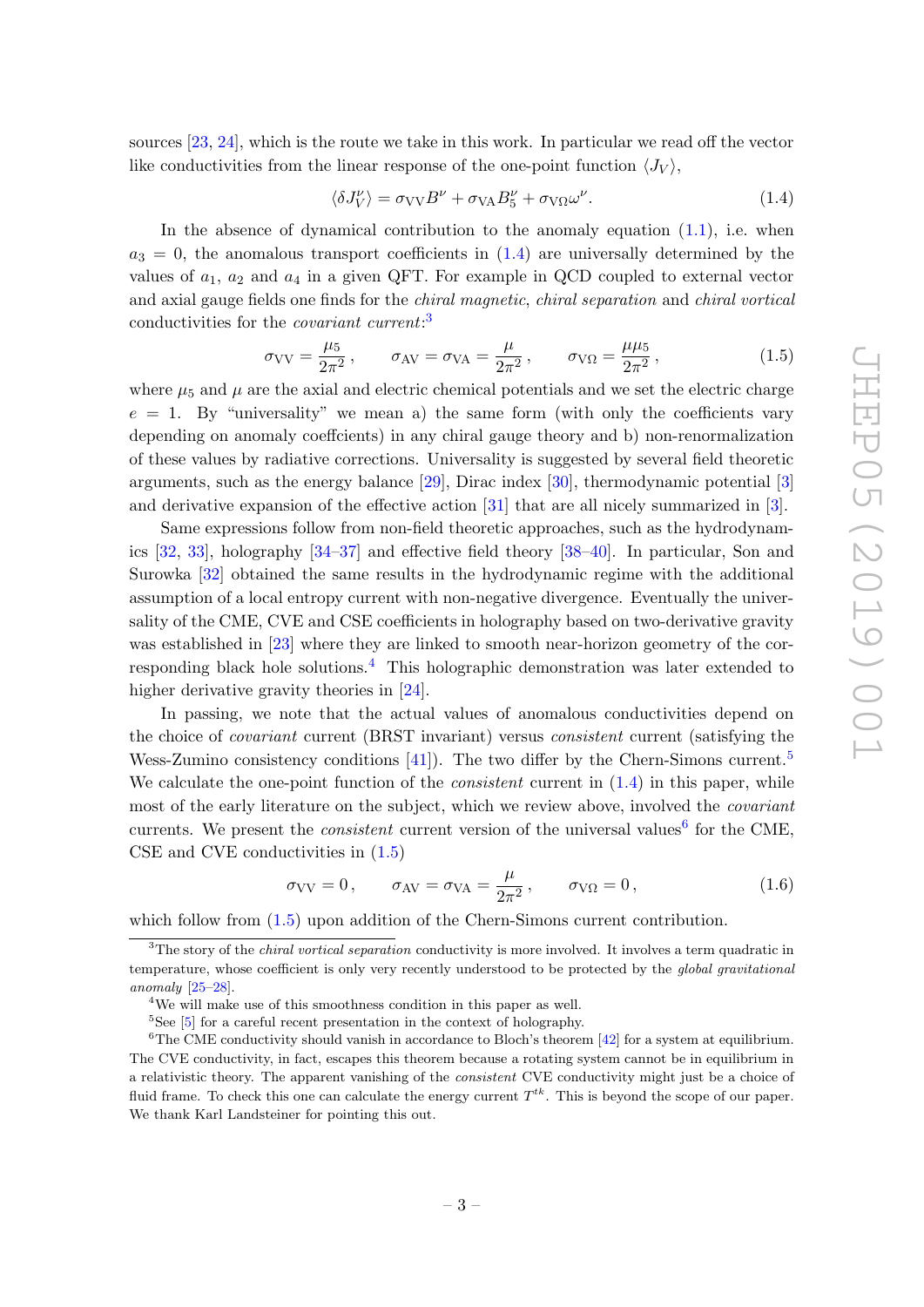sources [23, 24], which is the route we take in this work. In particular we read off the vector like conductivities from the linear response of the one-point function $\langle J_V \rangle$,

$$\langle \delta J_V^\nu \rangle = \sigma_{\rm VV} B^\nu + \sigma_{\rm VA} B_5^\nu + \sigma_{\rm V\Omega} \omega^\nu . \tag{1.4}$$

In the absence of dynamical contribution to the anomaly equation (1.1), i.e. when $a_3 = 0$, the anomalous transport coefficients in (1.4) are universally determined by the values of $a_1$, $a_2$ and $a_4$ in a given QFT. For example in QCD coupled to external vector and axial gauge fields one finds for the *chiral magnetic*, *chiral separation* and *chiral vortical* conductivities for the *covariant current*:[3]

$$\sigma_{\rm VV} = \frac{\mu_5}{2\pi^2}\,, \qquad \sigma_{\rm AV} = \sigma_{\rm VA} = \frac{\mu}{2\pi^2}\,, \qquad \sigma_{\rm V\Omega} = \frac{\mu\mu_5}{2\pi^2}\,, \tag{1.5}$$

where $\mu_5$ and $\mu$ are the axial and electric chemical potentials and we set the electric charge $e = 1$. By "universality" we mean a) the same form (with only the coefficients vary depending on anomaly coeffcients) in any chiral gauge theory and b) non-renormalization of these values by radiative corrections. Universality is suggested by several field theoretic arguments, such as the energy balance [29], Dirac index [30], thermodynamic potential [3] and derivative expansion of the effective action [31] that are all nicely summarized in [3].

Same expressions follow from non-field theoretic approaches, such as the hydrodynamics [32, 33], holography [34–37] and effective field theory [38–40]. In particular, Son and Surowka [32] obtained the same results in the hydrodynamic regime with the additional assumption of a local entropy current with non-negative divergence. Eventually the universality of the CME, CVE and CSE coefficients in holography based on two-derivative gravity was established in [23] where they are linked to smooth near-horizon geometry of the corresponding black hole solutions.[4] This holographic demonstration was later extended to higher derivative gravity theories in [24].

In passing, we note that the actual values of anomalous conductivities depend on the choice of *covariant* current (BRST invariant) versus *consistent* current (satisfying the Wess-Zumino consistency conditions [41]). The two differ by the Chern-Simons current.[5] We calculate the one-point function of the *consistent* current in (1.4) in this paper, while most of the early literature on the subject, which we review above, involved the *covariant* currents. We present the *consistent* current version of the universal values[6] for the CME, CSE and CVE conductivities in (1.5)

$$\sigma_{\rm VV} = 0\,, \qquad \sigma_{\rm AV} = \sigma_{\rm VA} = \frac{\mu}{2\pi^2}\,, \qquad \sigma_{\rm V\Omega} = 0\,, \tag{1.6}$$

which follow from (1.5) upon addition of the Chern-Simons current contribution.

---

[3] The story of the *chiral vortical separation* conductivity is more involved. It involves a term quadratic in temperature, whose coefficient is only very recently understood to be protected by the *global gravitational anomaly* [25–28].

[4] We will make use of this smoothness condition in this paper as well.

[5] See [5] for a careful recent presentation in the context of holography.

[6] The CME conductivity should vanish in accordance to Bloch's theorem [42] for a system at equilibrium. The CVE conductivity, in fact, escapes this theorem because a rotating system cannot be in equilibrium in a relativistic theory. The apparent vanishing of the *consistent* CVE conductivity might just be a choice of fluid frame. To check this one can calculate the energy current $T^{tk}$. This is beyond the scope of our paper. We thank Karl Landsteiner for pointing this out.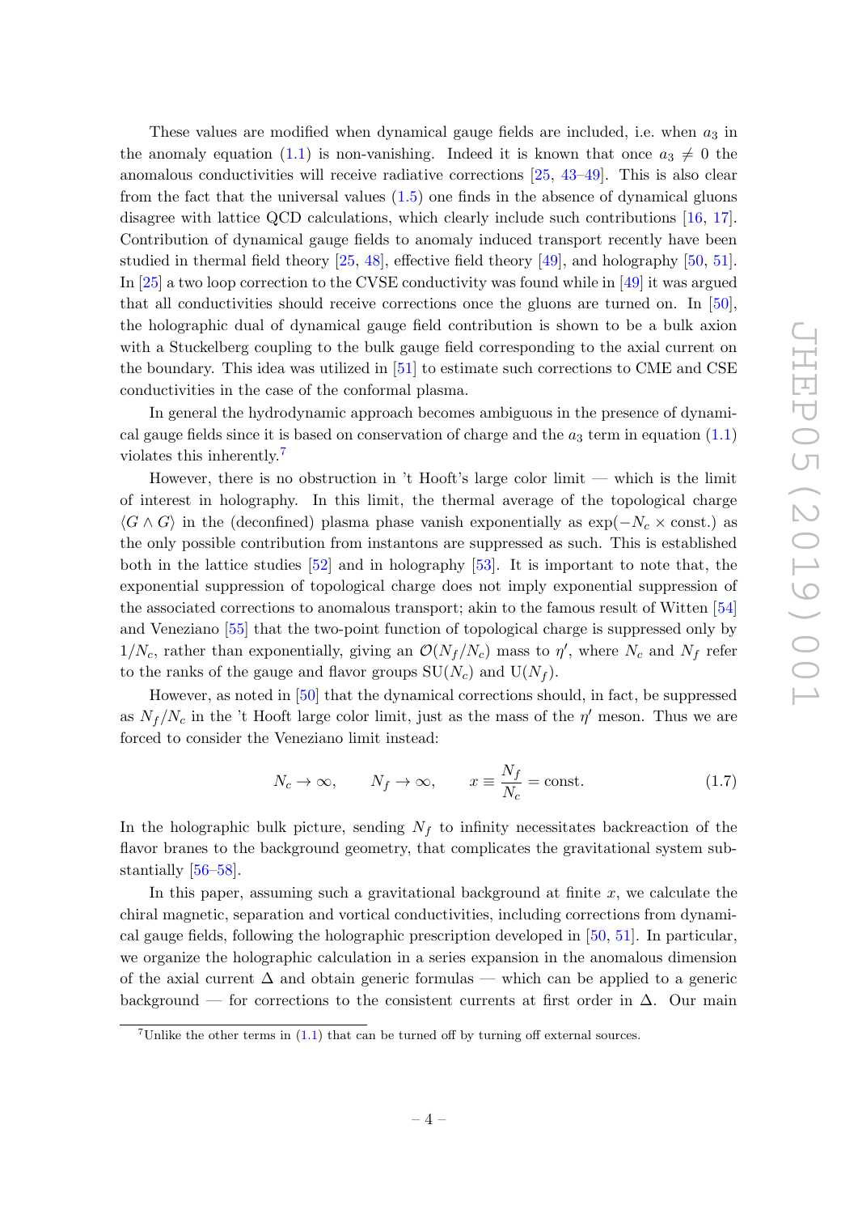These values are modified when dynamical gauge fields are included, i.e. when $a_3$ in the anomaly equation (1.1) is non-vanishing. Indeed it is known that once $a_3 \neq 0$ the anomalous conductivities will receive radiative corrections [25, 43–49]. This is also clear from the fact that the universal values (1.5) one finds in the absence of dynamical gluons disagree with lattice QCD calculations, which clearly include such contributions [16, 17]. Contribution of dynamical gauge fields to anomaly induced transport recently have been studied in thermal field theory [25, 48], effective field theory [49], and holography [50, 51]. In [25] a two loop correction to the CVSE conductivity was found while in [49] it was argued that all conductivities should receive corrections once the gluons are turned on. In [50], the holographic dual of dynamical gauge field contribution is shown to be a bulk axion with a Stuckelberg coupling to the bulk gauge field corresponding to the axial current on the boundary. This idea was utilized in [51] to estimate such corrections to CME and CSE conductivities in the case of the conformal plasma.

In general the hydrodynamic approach becomes ambiguous in the presence of dynamical gauge fields since it is based on conservation of charge and the $a_3$ term in equation (1.1) violates this inherently.[7]

However, there is no obstruction in 't Hooft's large color limit — which is the limit of interest in holography. In this limit, the thermal average of the topological charge $\langle G \wedge G \rangle$ in the (deconfined) plasma phase vanish exponentially as $\exp(-N_c \times \text{const.})$ as the only possible contribution from instantons are suppressed as such. This is established both in the lattice studies [52] and in holography [53]. It is important to note that, the exponential suppression of topological charge does not imply exponential suppression of the associated corrections to anomalous transport; akin to the famous result of Witten [54] and Veneziano [55] that the two-point function of topological charge is suppressed only by $1/N_c$, rather than exponentially, giving an $\mathcal{O}(N_f/N_c)$ mass to $\eta'$, where $N_c$ and $N_f$ refer to the ranks of the gauge and flavor groups $\mathrm{SU}(N_c)$ and $\mathrm{U}(N_f)$.

However, as noted in [50] that the dynamical corrections should, in fact, be suppressed as $N_f/N_c$ in the 't Hooft large color limit, just as the mass of the $\eta'$ meson. Thus we are forced to consider the Veneziano limit instead:

$$N_c \to \infty, \qquad N_f \to \infty, \qquad x \equiv \frac{N_f}{N_c} = \text{const.} \tag{1.7}$$

In the holographic bulk picture, sending $N_f$ to infinity necessitates backreaction of the flavor branes to the background geometry, that complicates the gravitational system substantially [56–58].

In this paper, assuming such a gravitational background at finite $x$, we calculate the chiral magnetic, separation and vortical conductivities, including corrections from dynamical gauge fields, following the holographic prescription developed in [50, 51]. In particular, we organize the holographic calculation in a series expansion in the anomalous dimension of the axial current $\Delta$ and obtain generic formulas — which can be applied to a generic background — for corrections to the consistent currents at first order in $\Delta$. Our main

[7] Unlike the other terms in (1.1) that can be turned off by turning off external sources.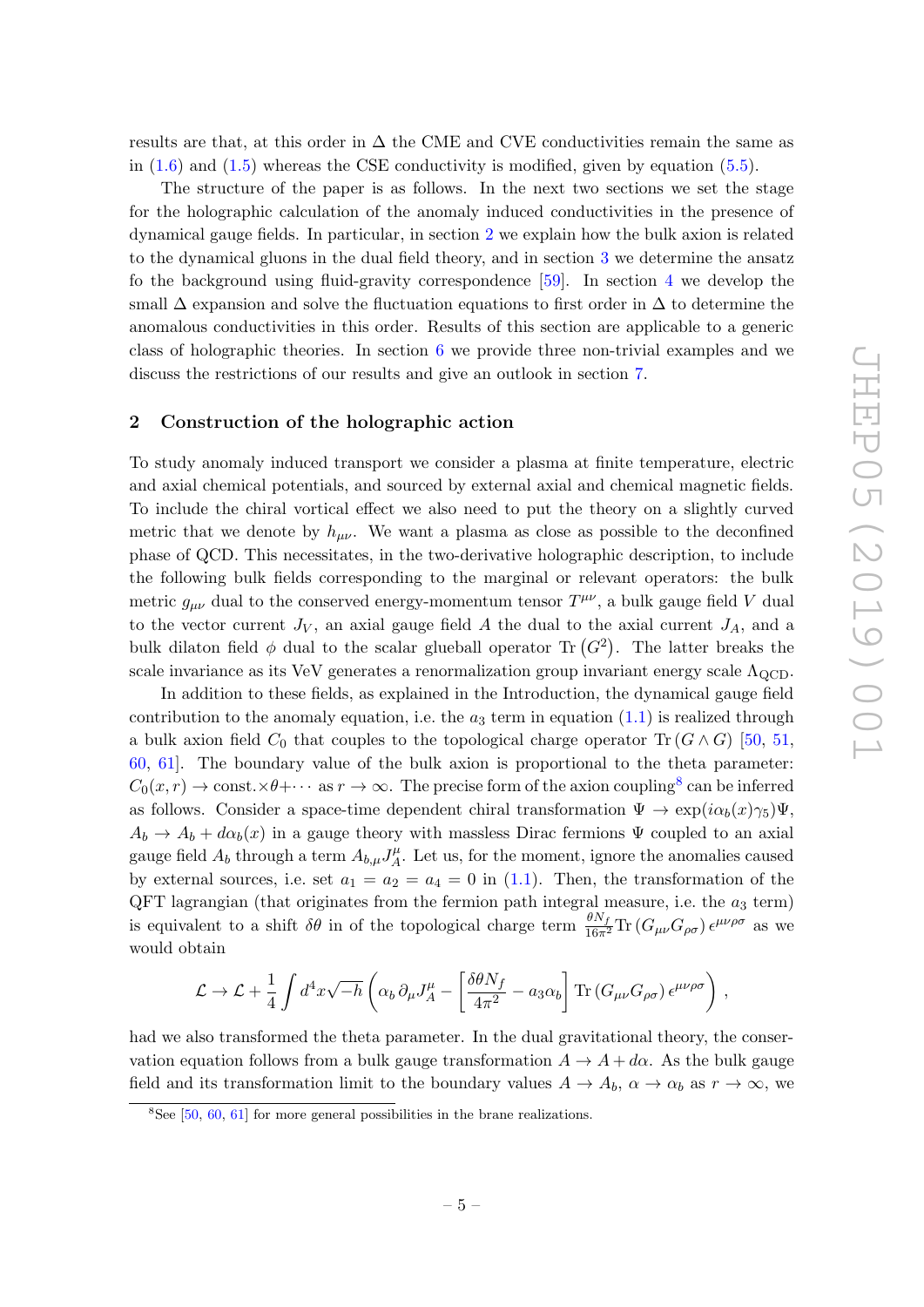results are that, at this order in $\Delta$ the CME and CVE conductivities remain the same as in (1.6) and (1.5) whereas the CSE conductivity is modified, given by equation (5.5).

The structure of the paper is as follows. In the next two sections we set the stage for the holographic calculation of the anomaly induced conductivities in the presence of dynamical gauge fields. In particular, in section 2 we explain how the bulk axion is related to the dynamical gluons in the dual field theory, and in section 3 we determine the ansatz fo the background using fluid-gravity correspondence [59]. In section 4 we develop the small $\Delta$ expansion and solve the fluctuation equations to first order in $\Delta$ to determine the anomalous conductivities in this order. Results of this section are applicable to a generic class of holographic theories. In section 6 we provide three non-trivial examples and we discuss the restrictions of our results and give an outlook in section 7.

## 2 Construction of the holographic action

To study anomaly induced transport we consider a plasma at finite temperature, electric and axial chemical potentials, and sourced by external axial and chemical magnetic fields. To include the chiral vortical effect we also need to put the theory on a slightly curved metric that we denote by $h_{\mu\nu}$. We want a plasma as close as possible to the deconfined phase of QCD. This necessitates, in the two-derivative holographic description, to include the following bulk fields corresponding to the marginal or relevant operators: the bulk metric $g_{\mu\nu}$ dual to the conserved energy-momentum tensor $T^{\mu\nu}$, a bulk gauge field $V$ dual to the vector current $J_V$, an axial gauge field $A$ the dual to the axial current $J_A$, and a bulk dilaton field $\phi$ dual to the scalar glueball operator $\mathrm{Tr}\left(G^2\right)$. The latter breaks the scale invariance as its VeV generates a renormalization group invariant energy scale $\Lambda_{\mathrm{QCD}}$.

In addition to these fields, as explained in the Introduction, the dynamical gauge field contribution to the anomaly equation, i.e. the $a_3$ term in equation (1.1) is realized through a bulk axion field $C_0$ that couples to the topological charge operator $\mathrm{Tr}\,(G\wedge G)$ [50, 51, 60, 61]. The boundary value of the bulk axion is proportional to the theta parameter: $C_0(x,r)\to \mathrm{const.}\times\theta+\cdots$ as $r\to\infty$. The precise form of the axion coupling[8] can be inferred as follows. Consider a space-time dependent chiral transformation $\Psi\to\exp(i\alpha_b(x)\gamma_5)\Psi$, $A_b\to A_b+d\alpha_b(x)$ in a gauge theory with massless Dirac fermions $\Psi$ coupled to an axial gauge field $A_b$ through a term $A_{b,\mu}J^\mu_A$. Let us, for the moment, ignore the anomalies caused by external sources, i.e. set $a_1=a_2=a_4=0$ in (1.1). Then, the transformation of the QFT lagrangian (that originates from the fermion path integral measure, i.e. the $a_3$ term) is equivalent to a shift $\delta\theta$ in of the topological charge term $\frac{\theta N_f}{16\pi^2}\mathrm{Tr}\left(G_{\mu\nu}G_{\rho\sigma}\right)\epsilon^{\mu\nu\rho\sigma}$ as we would obtain

$$
\mathcal{L}\to\mathcal{L}+\frac{1}{4}\int d^4x\sqrt{-h}\left(\alpha_b\,\partial_\mu J^\mu_A-\left[\frac{\delta\theta N_f}{4\pi^2}-a_3\alpha_b\right]\mathrm{Tr}\left(G_{\mu\nu}G_{\rho\sigma}\right)\epsilon^{\mu\nu\rho\sigma}\right),
$$

had we also transformed the theta parameter. In the dual gravitational theory, the conservation equation follows from a bulk gauge transformation $A\to A+d\alpha$. As the bulk gauge field and its transformation limit to the boundary values $A\to A_b$, $\alpha\to\alpha_b$ as $r\to\infty$, we

[8] See [50, 60, 61] for more general possibilities in the brane realizations.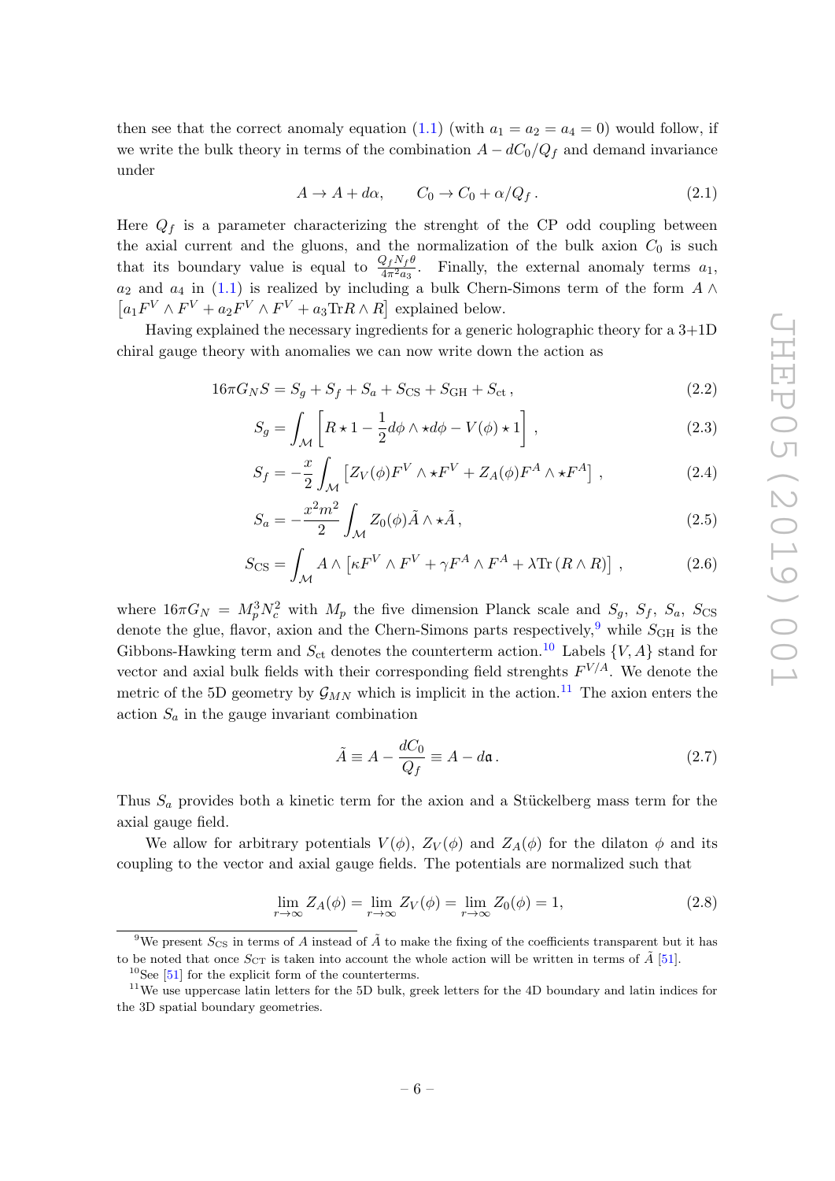then see that the correct anomaly equation (1.1) (with $a_1 = a_2 = a_4 = 0$) would follow, if we write the bulk theory in terms of the combination $A - dC_0/Q_f$ and demand invariance under

$$A \to A + d\alpha, \qquad C_0 \to C_0 + \alpha/Q_f \,. \tag{2.1}$$

Here $Q_f$ is a parameter characterizing the strenght of the CP odd coupling between the axial current and the gluons, and the normalization of the bulk axion $C_0$ is such that its boundary value is equal to $\frac{Q_f N_f \theta}{4\pi^2 a_3}$. Finally, the external anomaly terms $a_1$, $a_2$ and $a_4$ in (1.1) is realized by including a bulk Chern-Simons term of the form $A \wedge \left[a_1 F^V \wedge F^V + a_2 F^V \wedge F^V + a_3 \mathrm{Tr} R \wedge R\right]$ explained below.

Having explained the necessary ingredients for a generic holographic theory for a 3+1D chiral gauge theory with anomalies we can now write down the action as

$$16\pi G_N S = S_g + S_f + S_a + S_{\rm CS} + S_{\rm GH} + S_{\rm ct} \,, \tag{2.2}$$

$$S_g = \int_{\mathcal{M}} \left[ R \star 1 - \frac{1}{2} d\phi \wedge \star d\phi - V(\phi) \star 1 \right] , \tag{2.3}$$

$$S_f = -\frac{x}{2} \int_{\mathcal{M}} \left[ Z_V(\phi) F^V \wedge \star F^V + Z_A(\phi) F^A \wedge \star F^A \right] , \tag{2.4}$$

$$S_a = -\frac{x^2 m^2}{2} \int_{\mathcal{M}} Z_0(\phi) \tilde{A} \wedge \star \tilde{A} \,, \tag{2.5}$$

$$S_{\rm CS} = \int_{\mathcal{M}} A \wedge \left[ \kappa F^V \wedge F^V + \gamma F^A \wedge F^A + \lambda \mathrm{Tr} \left( R \wedge R \right) \right] , \tag{2.6}$$

where $16\pi G_N = M_p^3 N_c^2$ with $M_p$ the five dimension Planck scale and $S_g$, $S_f$, $S_a$, $S_{\rm CS}$ denote the glue, flavor, axion and the Chern-Simons parts respectively,[9] while $S_{\rm GH}$ is the Gibbons-Hawking term and $S_{\rm ct}$ denotes the counterterm action.[10] Labels $\{V, A\}$ stand for vector and axial bulk fields with their corresponding field strenghts $F^{V/A}$. We denote the metric of the 5D geometry by $\mathcal{G}_{MN}$ which is implicit in the action.[11] The axion enters the action $S_a$ in the gauge invariant combination

$$\tilde{A} \equiv A - \frac{dC_0}{Q_f} \equiv A - d\mathfrak{a} \,. \tag{2.7}$$

Thus $S_a$ provides both a kinetic term for the axion and a Stückelberg mass term for the axial gauge field.

We allow for arbitrary potentials $V(\phi)$, $Z_V(\phi)$ and $Z_A(\phi)$ for the dilaton $\phi$ and its coupling to the vector and axial gauge fields. The potentials are normalized such that

$$\lim_{r\to\infty} Z_A(\phi) = \lim_{r\to\infty} Z_V(\phi) = \lim_{r\to\infty} Z_0(\phi) = 1, \tag{2.8}$$

[9] We present $S_{\rm CS}$ in terms of $A$ instead of $\tilde{A}$ to make the fixing of the coefficients transparent but it has to be noted that once $S_{\rm CT}$ is taken into account the whole action will be written in terms of $\tilde{A}$ [51].

[10] See [51] for the explicit form of the counterterms.

[11] We use uppercase latin letters for the 5D bulk, greek letters for the 4D boundary and latin indices for the 3D spatial boundary geometries.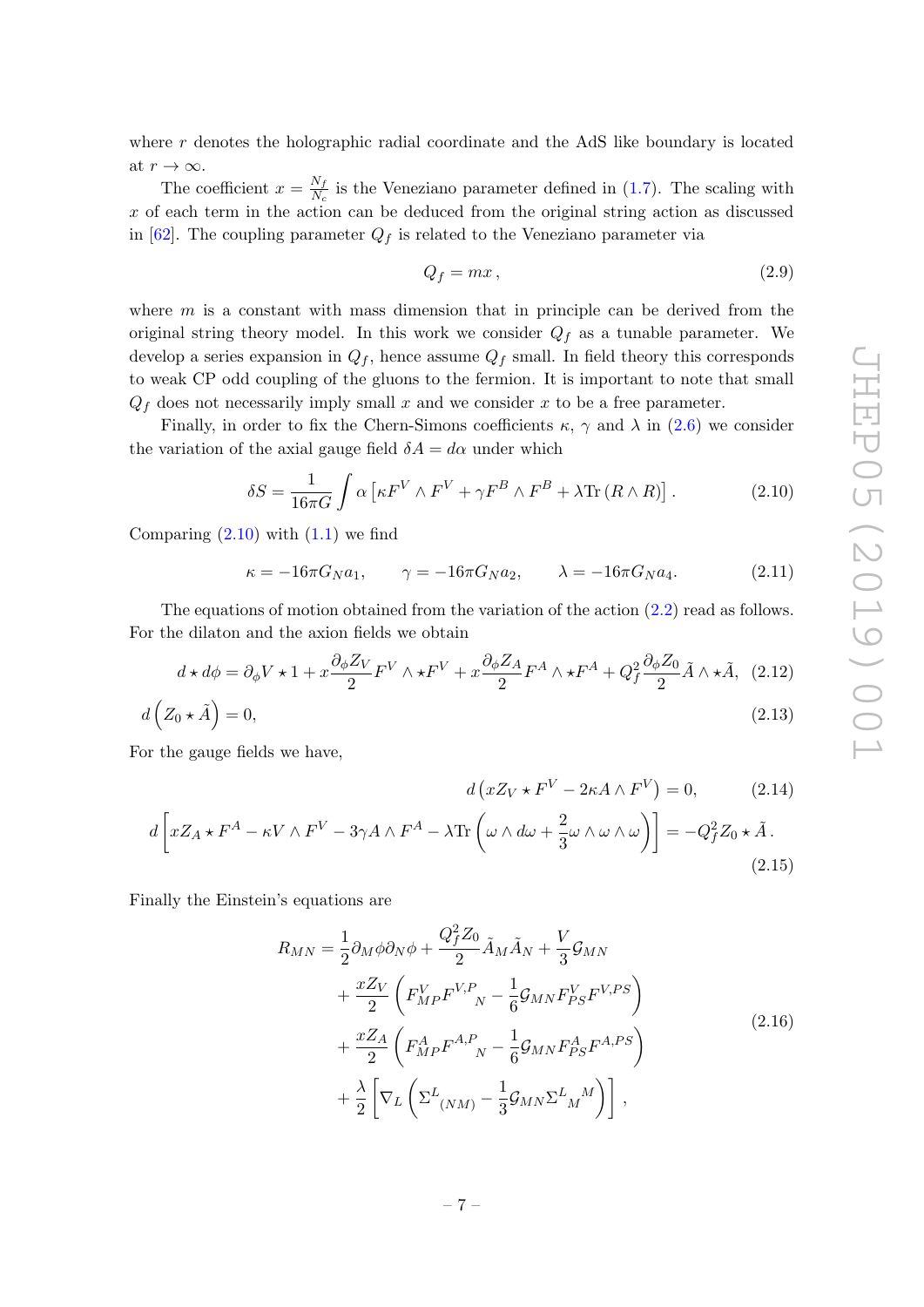where $r$ denotes the holographic radial coordinate and the AdS like boundary is located at $r \to \infty$.

The coefficient $x = \frac{N_f}{N_c}$ is the Veneziano parameter defined in (1.7). The scaling with $x$ of each term in the action can be deduced from the original string action as discussed in [62]. The coupling parameter $Q_f$ is related to the Veneziano parameter via

$$Q_f = mx\,, \tag{2.9}$$

where $m$ is a constant with mass dimension that in principle can be derived from the original string theory model. In this work we consider $Q_f$ as a tunable parameter. We develop a series expansion in $Q_f$, hence assume $Q_f$ small. In field theory this corresponds to weak CP odd coupling of the gluons to the fermion. It is important to note that small $Q_f$ does not necessarily imply small $x$ and we consider $x$ to be a free parameter.

Finally, in order to fix the Chern-Simons coefficients $\kappa$, $\gamma$ and $\lambda$ in (2.6) we consider the variation of the axial gauge field $\delta A = d\alpha$ under which

$$\delta S = \frac{1}{16\pi G}\int \alpha\left[\kappa F^V \wedge F^V + \gamma F^B \wedge F^B + \lambda \mathrm{Tr}\left(R\wedge R\right)\right]. \tag{2.10}$$

Comparing (2.10) with (1.1) we find

$$\kappa = -16\pi G_N a_1, \qquad \gamma = -16\pi G_N a_2, \qquad \lambda = -16\pi G_N a_4. \tag{2.11}$$

The equations of motion obtained from the variation of the action (2.2) read as follows. For the dilaton and the axion fields we obtain

$$d\star d\phi = \partial_\phi V \star 1 + x\frac{\partial_\phi Z_V}{2}F^V\wedge\star F^V + x\frac{\partial_\phi Z_A}{2}F^A\wedge\star F^A + Q_f^2\frac{\partial_\phi Z_0}{2}\tilde{A}\wedge\star\tilde{A}, \tag{2.12}$$

$$d\left(Z_0\star\tilde{A}\right) = 0, \tag{2.13}$$

For the gauge fields we have,

$$d\left(xZ_V\star F^V - 2\kappa A\wedge F^V\right) = 0, \tag{2.14}$$

$$d\left[xZ_A\star F^A - \kappa V\wedge F^V - 3\gamma A\wedge F^A - \lambda\mathrm{Tr}\left(\omega\wedge d\omega + \frac{2}{3}\omega\wedge\omega\wedge\omega\right)\right] = -Q_f^2 Z_0\star\tilde{A}\,. \tag{2.15}$$

Finally the Einstein's equations are

$$\begin{aligned}
R_{MN} = &\frac{1}{2}\partial_M\phi\partial_N\phi + \frac{Q_f^2 Z_0}{2}\tilde{A}_M\tilde{A}_N + \frac{V}{3}\mathcal{G}_{MN}\\
&+\frac{xZ_V}{2}\left(F^V_{MP}F^{V,P}{}_N - \frac{1}{6}\mathcal{G}_{MN}F^V_{PS}F^{V,PS}\right)\\
&+\frac{xZ_A}{2}\left(F^A_{MP}F^{A,P}{}_N - \frac{1}{6}\mathcal{G}_{MN}F^A_{PS}F^{A,PS}\right)\\
&+\frac{\lambda}{2}\left[\nabla_L\left(\Sigma^L{}_{(NM)} - \frac{1}{3}\mathcal{G}_{MN}\Sigma^L{}_M{}^M\right)\right],
\end{aligned} \tag{2.16}$$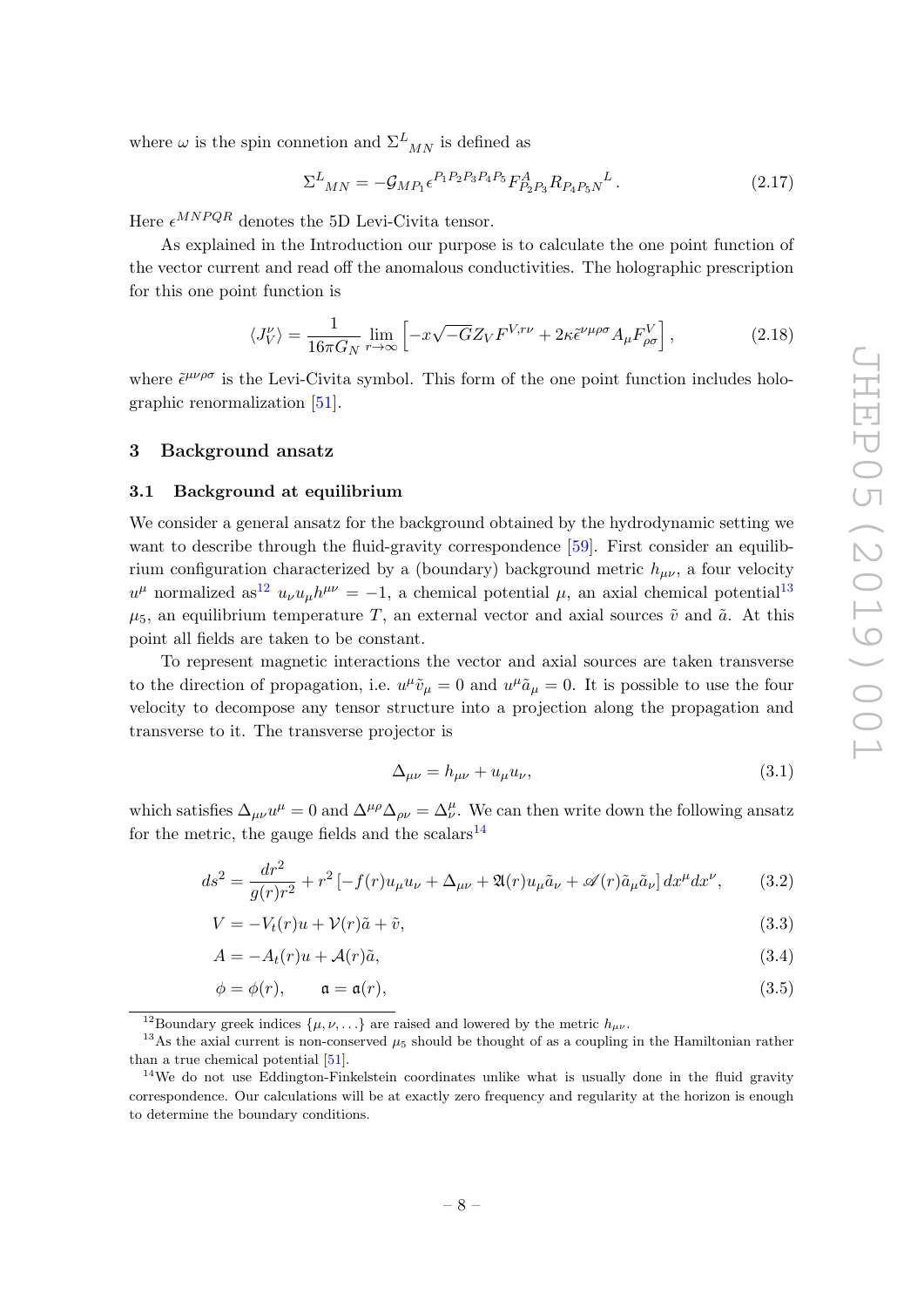where $\omega$ is the spin connetion and $\Sigma^L{}_{MN}$ is defined as

$$\Sigma^L{}_{MN} = -\mathcal{G}_{MP_1}\epsilon^{P_1P_2P_3P_4P_5}F^A_{P_2P_3}R_{P_4P_5N}{}^L\,. \tag{2.17}$$

Here $\epsilon^{MNPQR}$ denotes the 5D Levi-Civita tensor.

As explained in the Introduction our purpose is to calculate the one point function of the vector current and read off the anomalous conductivities. The holographic prescription for this one point function is

$$\langle J^\nu_V\rangle = \frac{1}{16\pi G_N}\lim_{r\to\infty}\left[-x\sqrt{-G}Z_V F^{V,r\nu} + 2\kappa\tilde{\epsilon}^{\nu\mu\rho\sigma}A_\mu F^V_{\rho\sigma}\right], \tag{2.18}$$

where $\tilde{\epsilon}^{\mu\nu\rho\sigma}$ is the Levi-Civita symbol. This form of the one point function includes holographic renormalization [51].

## 3 Background ansatz

### 3.1 Background at equilibrium

We consider a general ansatz for the background obtained by the hydrodynamic setting we want to describe through the fluid-gravity correspondence [59]. First consider an equilibrium configuration characterized by a (boundary) background metric $h_{\mu\nu}$, a four velocity $u^\mu$ normalized as[12] $u_\nu u_\mu h^{\mu\nu} = -1$, a chemical potential $\mu$, an axial chemical potential[13] $\mu_5$, an equilibrium temperature $T$, an external vector and axial sources $\tilde{v}$ and $\tilde{a}$. At this point all fields are taken to be constant.

To represent magnetic interactions the vector and axial sources are taken transverse to the direction of propagation, i.e. $u^\mu\tilde{v}_\mu = 0$ and $u^\mu\tilde{a}_\mu = 0$. It is possible to use the four velocity to decompose any tensor structure into a projection along the propagation and transverse to it. The transverse projector is

$$\Delta_{\mu\nu} = h_{\mu\nu} + u_\mu u_\nu, \tag{3.1}$$

which satisfies $\Delta_{\mu\nu}u^\mu = 0$ and $\Delta^{\mu\rho}\Delta_{\rho\nu} = \Delta^\mu_\nu$. We can then write down the following ansatz for the metric, the gauge fields and the scalars[14]

$$ds^2 = \frac{dr^2}{g(r)r^2} + r^2\left[-f(r)u_\mu u_\nu + \Delta_{\mu\nu} + \mathfrak{A}(r)u_\mu\tilde{a}_\nu + \mathscr{A}(r)\tilde{a}_\mu\tilde{a}_\nu\right]dx^\mu dx^\nu, \tag{3.2}$$

$$V = -V_t(r)u + \mathcal{V}(r)\tilde{a} + \tilde{v}, \tag{3.3}$$

$$A = -A_t(r)u + \mathcal{A}(r)\tilde{a}, \tag{3.4}$$

$$\phi = \phi(r), \qquad \mathfrak{a} = \mathfrak{a}(r), \tag{3.5}$$

---

[12] Boundary greek indices $\{\mu,\nu,\ldots\}$ are raised and lowered by the metric $h_{\mu\nu}$.

[13] As the axial current is non-conserved $\mu_5$ should be thought of as a coupling in the Hamiltonian rather than a true chemical potential [51].

[14] We do not use Eddington-Finkelstein coordinates unlike what is usually done in the fluid gravity correspondence. Our calculations will be at exactly zero frequency and regularity at the horizon is enough to determine the boundary conditions.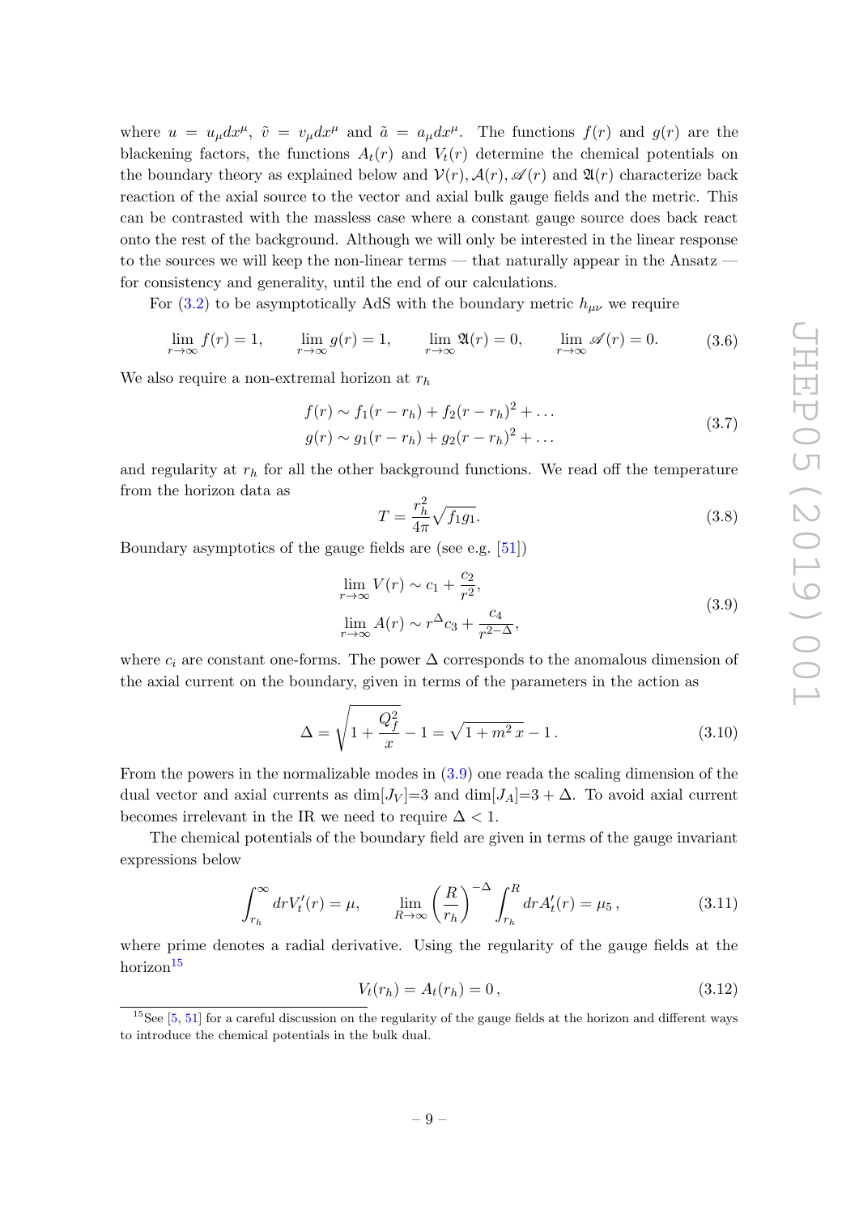where $u = u_\mu dx^\mu$, $\tilde{v} = v_\mu dx^\mu$ and $\tilde{a} = a_\mu dx^\mu$. The functions $f(r)$ and $g(r)$ are the blackening factors, the functions $A_t(r)$ and $V_t(r)$ determine the chemical potentials on the boundary theory as explained below and $\mathcal{V}(r), \mathcal{A}(r), \mathscr{A}(r)$ and $\mathfrak{A}(r)$ characterize back reaction of the axial source to the vector and axial bulk gauge fields and the metric. This can be contrasted with the massless case where a constant gauge source does back react onto the rest of the background. Although we will only be interested in the linear response to the sources we will keep the non-linear terms — that naturally appear in the Ansatz — for consistency and generality, until the end of our calculations.

For (3.2) to be asymptotically AdS with the boundary metric $h_{\mu\nu}$ we require

$$\lim_{r\to\infty} f(r) = 1, \qquad \lim_{r\to\infty} g(r) = 1, \qquad \lim_{r\to\infty} \mathfrak{A}(r) = 0, \qquad \lim_{r\to\infty} \mathscr{A}(r) = 0. \tag{3.6}$$

We also require a non-extremal horizon at $r_h$

$$\begin{aligned} f(r) &\sim f_1(r-r_h) + f_2(r-r_h)^2 + \dots \\ g(r) &\sim g_1(r-r_h) + g_2(r-r_h)^2 + \dots \end{aligned} \tag{3.7}$$

and regularity at $r_h$ for all the other background functions. We read off the temperature from the horizon data as

$$T = \frac{r_h^2}{4\pi}\sqrt{f_1 g_1}. \tag{3.8}$$

Boundary asymptotics of the gauge fields are (see e.g. [51])

$$\begin{aligned} \lim_{r\to\infty} V(r) &\sim c_1 + \frac{c_2}{r^2}, \\ \lim_{r\to\infty} A(r) &\sim r^\Delta c_3 + \frac{c_4}{r^{2-\Delta}}, \end{aligned} \tag{3.9}$$

where $c_i$ are constant one-forms. The power $\Delta$ corresponds to the anomalous dimension of the axial current on the boundary, given in terms of the parameters in the action as

$$\Delta = \sqrt{1 + \frac{Q_f^2}{x}} - 1 = \sqrt{1 + m^2\, x} - 1\,. \tag{3.10}$$

From the powers in the normalizable modes in (3.9) one reada the scaling dimension of the dual vector and axial currents as dim$[J_V]$=3 and dim$[J_A]$=$3+\Delta$. To avoid axial current becomes irrelevant in the IR we need to require $\Delta < 1$.

The chemical potentials of the boundary field are given in terms of the gauge invariant expressions below

$$\int_{r_h}^{\infty} dr V_t'(r) = \mu, \qquad \lim_{R\to\infty} \left(\frac{R}{r_h}\right)^{-\Delta} \int_{r_h}^{R} dr A_t'(r) = \mu_5\,, \tag{3.11}$$

where prime denotes a radial derivative. Using the regularity of the gauge fields at the horizon[15]

$$V_t(r_h) = A_t(r_h) = 0\,, \tag{3.12}$$

[15] See [5, 51] for a careful discussion on the regularity of the gauge fields at the horizon and different ways to introduce the chemical potentials in the bulk dual.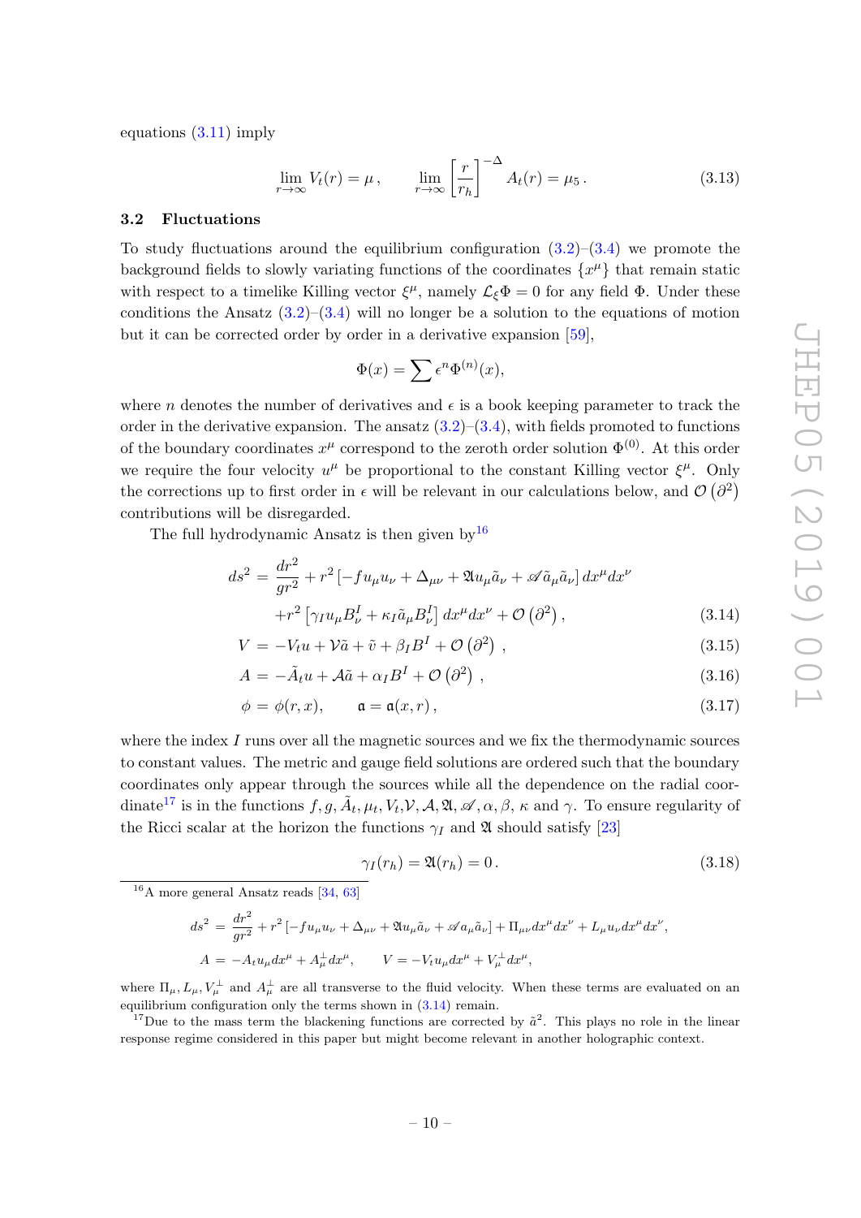equations (3.11) imply

$$\lim_{r\to\infty} V_t(r) = \mu\,, \qquad \lim_{r\to\infty}\left[\frac{r}{r_h}\right]^{-\Delta} A_t(r) = \mu_5\,. \tag{3.13}$$

### 3.2 Fluctuations

To study fluctuations around the equilibrium configuration (3.2)–(3.4) we promote the background fields to slowly variating functions of the coordinates $\{x^\mu\}$ that remain static with respect to a timelike Killing vector $\xi^\mu$, namely $\mathcal{L}_\xi \Phi = 0$ for any field $\Phi$. Under these conditions the Ansatz (3.2)–(3.4) will no longer be a solution to the equations of motion but it can be corrected order by order in a derivative expansion [59],

$$\Phi(x) = \sum \epsilon^n \Phi^{(n)}(x),$$

where $n$ denotes the number of derivatives and $\epsilon$ is a book keeping parameter to track the order in the derivative expansion. The ansatz (3.2)–(3.4), with fields promoted to functions of the boundary coordinates $x^\mu$ correspond to the zeroth order solution $\Phi^{(0)}$. At this order we require the four velocity $u^\mu$ be proportional to the constant Killing vector $\xi^\mu$. Only the corrections up to first order in $\epsilon$ will be relevant in our calculations below, and $\mathcal{O}\left(\partial^2\right)$ contributions will be disregarded.

The full hydrodynamic Ansatz is then given by[16]

$$\begin{aligned} ds^2 &= \frac{dr^2}{gr^2} + r^2\left[-f u_\mu u_\nu + \Delta_{\mu\nu} + \mathfrak{A} u_\mu \tilde{a}_\nu + \mathscr{A}\tilde{a}_\mu \tilde{a}_\nu\right] dx^\mu dx^\nu \\ &\quad + r^2\left[\gamma_I u_\mu B^I_\nu + \kappa_I \tilde{a}_\mu B^I_\nu\right] dx^\mu dx^\nu + \mathcal{O}\left(\partial^2\right), \end{aligned} \tag{3.14}$$

$$V = -V_t u + \mathcal{V}\tilde{a} + \tilde{v} + \beta_I B^I + \mathcal{O}\left(\partial^2\right)\,, \tag{3.15}$$

$$A = -\tilde{A}_t u + \mathcal{A}\tilde{a} + \alpha_I B^I + \mathcal{O}\left(\partial^2\right)\,, \tag{3.16}$$

$$\phi = \phi(r,x), \qquad \mathfrak{a} = \mathfrak{a}(x,r)\,, \tag{3.17}$$

where the index $I$ runs over all the magnetic sources and we fix the thermodynamic sources to constant values. The metric and gauge field solutions are ordered such that the boundary coordinates only appear through the sources while all the dependence on the radial coordinate[17] is in the functions $f, g, \tilde{A}_t, \mu_t, V_t, \mathcal{V}, \mathcal{A}, \mathfrak{A}, \mathscr{A}, \alpha, \beta, \kappa$ and $\gamma$. To ensure regularity of the Ricci scalar at the horizon the functions $\gamma_I$ and $\mathfrak{A}$ should satisfy [23]

$$\gamma_I(r_h) = \mathfrak{A}(r_h) = 0\,. \tag{3.18}$$

---

[16] A more general Ansatz reads [34, 63]

$$\begin{aligned} ds^2 &= \frac{dr^2}{gr^2} + r^2\left[-f u_\mu u_\nu + \Delta_{\mu\nu} + \mathfrak{A} u_\mu \tilde{a}_\nu + \mathscr{A}\tilde{a}_\mu \tilde{a}_\nu\right] + \Pi_{\mu\nu} dx^\mu dx^\nu + L_\mu u_\nu dx^\mu dx^\nu, \\ A &= -A_t u_\mu dx^\mu + A^\perp_\mu dx^\mu, \qquad V = -V_t u_\mu dx^\mu + V^\perp_\mu dx^\mu, \end{aligned}$$

where $\Pi_\mu, L_\mu, V^\perp_\mu$ and $A^\perp_\mu$ are all transverse to the fluid velocity. When these terms are evaluated on an equilibrium configuration only the terms shown in (3.14) remain.

[17] Due to the mass term the blackening functions are corrected by $\tilde{a}^2$. This plays no role in the linear response regime considered in this paper but might become relevant in another holographic context.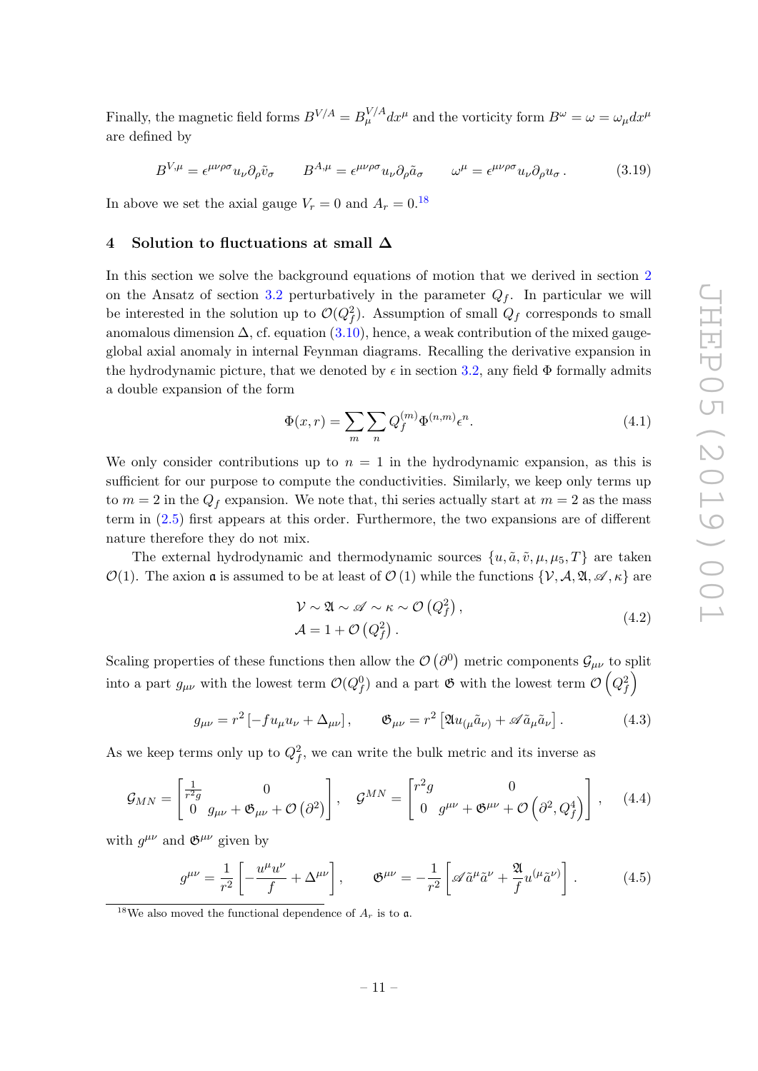Finally, the magnetic field forms $B^{V/A} = B^{V/A}_\mu dx^\mu$ and the vorticity form $B^\omega = \omega = \omega_\mu dx^\mu$ are defined by

$$B^{V,\mu} = \epsilon^{\mu\nu\rho\sigma} u_\nu \partial_\rho \tilde{v}_\sigma \qquad B^{A,\mu} = \epsilon^{\mu\nu\rho\sigma} u_\nu \partial_\rho \tilde{a}_\sigma \qquad \omega^\mu = \epsilon^{\mu\nu\rho\sigma} u_\nu \partial_\rho u_\sigma \,. \tag{3.19}$$

In above we set the axial gauge $V_r = 0$ and $A_r = 0$.[18]

## 4 Solution to fluctuations at small $\Delta$

In this section we solve the background equations of motion that we derived in section 2 on the Ansatz of section 3.2 perturbatively in the parameter $Q_f$. In particular we will be interested in the solution up to $\mathcal{O}(Q_f^2)$. Assumption of small $Q_f$ corresponds to small anomalous dimension $\Delta$, cf. equation (3.10), hence, a weak contribution of the mixed gauge-global axial anomaly in internal Feynman diagrams. Recalling the derivative expansion in the hydrodynamic picture, that we denoted by $\epsilon$ in section 3.2, any field $\Phi$ formally admits a double expansion of the form

$$\Phi(x,r) = \sum_m \sum_n Q_f^{(m)} \Phi^{(n,m)} \epsilon^n. \tag{4.1}$$

We only consider contributions up to $n = 1$ in the hydrodynamic expansion, as this is sufficient for our purpose to compute the conductivities. Similarly, we keep only terms up to $m = 2$ in the $Q_f$ expansion. We note that, thi series actually start at $m = 2$ as the mass term in (2.5) first appears at this order. Furthermore, the two expansions are of different nature therefore they do not mix.

The external hydrodynamic and thermodynamic sources $\{u, \tilde{a}, \tilde{v}, \mu, \mu_5, T\}$ are taken $\mathcal{O}(1)$. The axion $\mathfrak{a}$ is assumed to be at least of $\mathcal{O}(1)$ while the functions $\{\mathcal{V}, \mathcal{A}, \mathfrak{A}, \mathscr{A}, \kappa\}$ are

$$\begin{aligned} &\mathcal{V} \sim \mathfrak{A} \sim \mathscr{A} \sim \kappa \sim \mathcal{O}\left(Q_f^2\right), \\ &\mathcal{A} = 1 + \mathcal{O}\left(Q_f^2\right). \end{aligned} \tag{4.2}$$

Scaling properties of these functions then allow the $\mathcal{O}\left(\partial^0\right)$ metric components $\mathcal{G}_{\mu\nu}$ to split into a part $g_{\mu\nu}$ with the lowest term $\mathcal{O}(Q_f^0)$ and a part $\mathfrak{G}$ with the lowest term $\mathcal{O}\left(Q_f^2\right)$

$$g_{\mu\nu} = r^2\left[-f u_\mu u_\nu + \Delta_{\mu\nu}\right], \qquad \mathfrak{G}_{\mu\nu} = r^2\left[\mathfrak{A} u_{(\mu}\tilde{a}_{\nu)} + \mathscr{A}\tilde{a}_\mu \tilde{a}_\nu\right]. \tag{4.3}$$

As we keep terms only up to $Q_f^2$, we can write the bulk metric and its inverse as

$$\mathcal{G}_{MN} = \begin{bmatrix} \frac{1}{r^2 g} & 0 \\ 0 & g_{\mu\nu} + \mathfrak{G}_{\mu\nu} + \mathcal{O}\left(\partial^2\right) \end{bmatrix}, \quad \mathcal{G}^{MN} = \begin{bmatrix} r^2 g & 0 \\ 0 & g^{\mu\nu} + \mathfrak{G}^{\mu\nu} + \mathcal{O}\left(\partial^2, Q_f^4\right) \end{bmatrix}, \tag{4.4}$$

with $g^{\mu\nu}$ and $\mathfrak{G}^{\mu\nu}$ given by

$$g^{\mu\nu} = \frac{1}{r^2}\left[-\frac{u^\mu u^\nu}{f} + \Delta^{\mu\nu}\right], \qquad \mathfrak{G}^{\mu\nu} = -\frac{1}{r^2}\left[\mathscr{A}\tilde{a}^\mu \tilde{a}^\nu + \frac{\mathfrak{A}}{f} u^{(\mu}\tilde{a}^{\nu)}\right]. \tag{4.5}$$

[18] We also moved the functional dependence of $A_r$ is to $\mathfrak{a}$.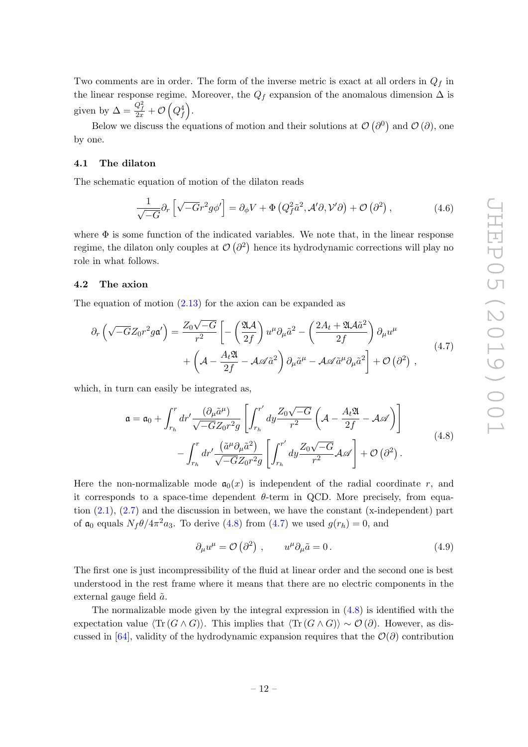Two comments are in order. The form of the inverse metric is exact at all orders in $Q_f$ in the linear response regime. Moreover, the $Q_f$ expansion of the anomalous dimension $\Delta$ is given by $\Delta = \frac{Q_f^2}{2x} + \mathcal{O}\left(Q_f^4\right)$.

Below we discuss the equations of motion and their solutions at $\mathcal{O}\left(\partial^0\right)$ and $\mathcal{O}\left(\partial\right)$, one by one.

### 4.1 The dilaton

The schematic equation of motion of the dilaton reads

$$\frac{1}{\sqrt{-G}}\partial_r\left[\sqrt{-G}r^2 g\phi'\right] = \partial_\phi V + \Phi\left(Q_f^2\tilde{a}^2, \mathcal{A}'\partial, \mathcal{V}'\partial\right) + \mathcal{O}\left(\partial^2\right), \tag{4.6}$$

where $\Phi$ is some function of the indicated variables. We note that, in the linear response regime, the dilaton only couples at $\mathcal{O}\left(\partial^2\right)$ hence its hydrodynamic corrections will play no role in what follows.

### 4.2 The axion

The equation of motion (2.13) for the axion can be expanded as

$$\begin{aligned}\partial_r\left(\sqrt{-G}Z_0 r^2 g\mathfrak{a}'\right) = \frac{Z_0\sqrt{-G}}{r^2}\Bigg[&-\left(\frac{\mathfrak{A}\mathcal{A}}{2f}\right)u^\mu\partial_\mu\tilde{a}^2 - \left(\frac{2A_t + \mathfrak{A}\mathcal{A}\tilde{a}^2}{2f}\right)\partial_\mu u^\mu \\ &+ \left(\mathcal{A} - \frac{A_t\mathfrak{A}}{2f} - \mathcal{A}\mathscr{A}\tilde{a}^2\right)\partial_\mu\tilde{a}^\mu - \mathcal{A}\mathscr{A}\tilde{a}^\mu\partial_\mu\tilde{a}^2\Bigg] + \mathcal{O}\left(\partial^2\right),\end{aligned} \tag{4.7}$$

which, in turn can easily be integrated as,

$$\begin{aligned}\mathfrak{a} = \mathfrak{a}_0 &+ \int_{r_h}^{r} dr'\frac{\left(\partial_\mu\tilde{a}^\mu\right)}{\sqrt{-G}Z_0 r^2 g}\left[\int_{r_h}^{r'} dy\frac{Z_0\sqrt{-G}}{r^2}\left(\mathcal{A} - \frac{A_t\mathfrak{A}}{2f} - \mathcal{A}\mathscr{A}\right)\right] \\ &- \int_{r_h}^{r} dr'\frac{\left(\tilde{a}^\mu\partial_\mu\tilde{a}^2\right)}{\sqrt{-G}Z_0 r^2 g}\left[\int_{r_h}^{r'} dy\frac{Z_0\sqrt{-G}}{r^2}\mathcal{A}\mathscr{A}\right] + \mathcal{O}\left(\partial^2\right).\end{aligned} \tag{4.8}$$

Here the non-normalizable mode $\mathfrak{a}_0(x)$ is independent of the radial coordinate $r$, and it corresponds to a space-time dependent $\theta$-term in QCD. More precisely, from equation (2.1), (2.7) and the discussion in between, we have the constant (x-independent) part of $\mathfrak{a}_0$ equals $N_f\theta/4\pi^2 a_3$. To derive (4.8) from (4.7) we used $g(r_h) = 0$, and

$$\partial_\mu u^\mu = \mathcal{O}\left(\partial^2\right), \qquad u^\mu\partial_\mu\tilde{a} = 0. \tag{4.9}$$

The first one is just incompressibility of the fluid at linear order and the second one is best understood in the rest frame where it means that there are no electric components in the external gauge field $\tilde{a}$.

The normalizable mode given by the integral expression in (4.8) is identified with the expectation value $\langle\mathrm{Tr}\left(G\wedge G\right)\rangle$. This implies that $\langle\mathrm{Tr}\left(G\wedge G\right)\rangle \sim \mathcal{O}\left(\partial\right)$. However, as discussed in [64], validity of the hydrodynamic expansion requires that the $\mathcal{O}(\partial)$ contribution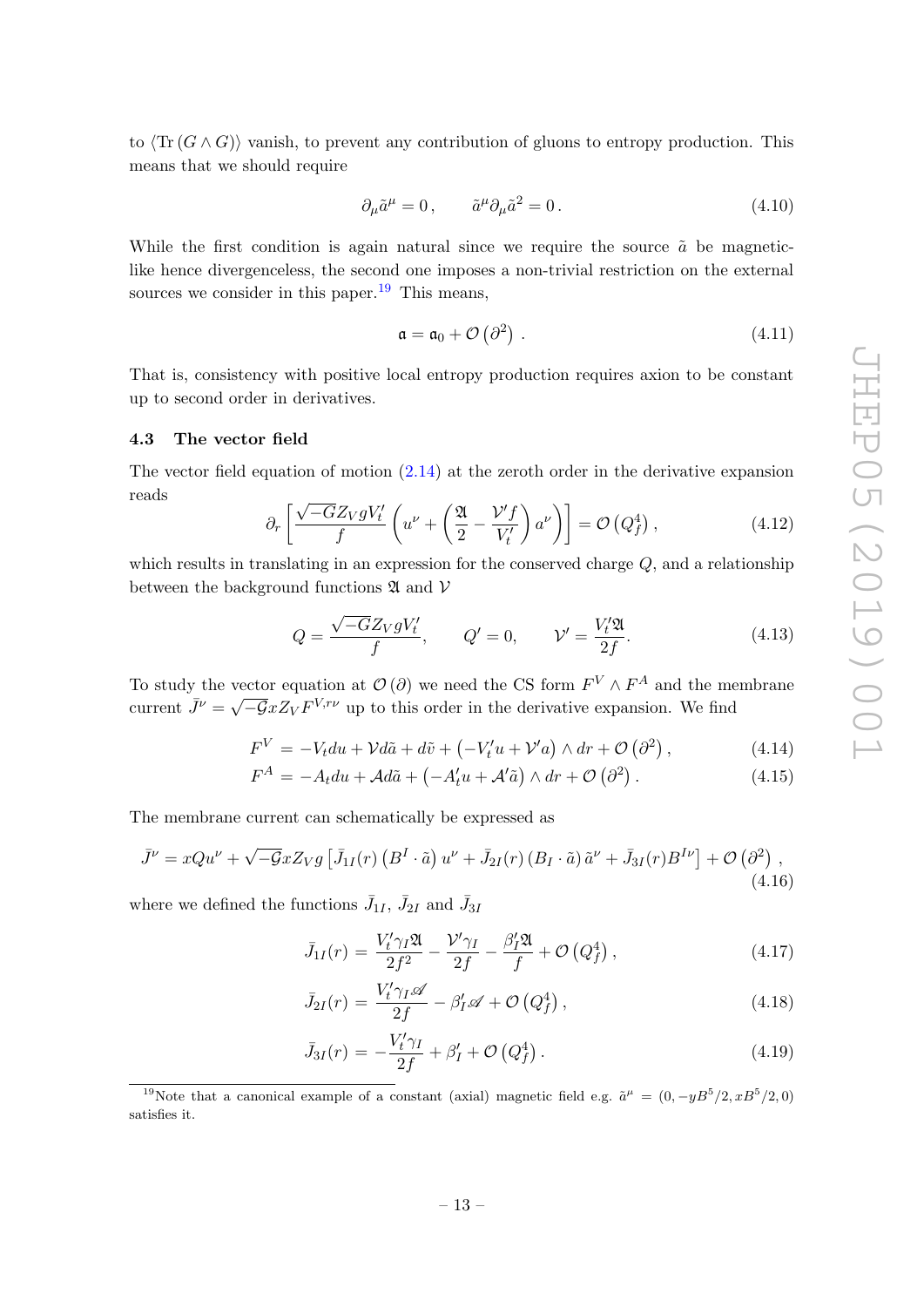to $\langle \mathrm{Tr}\,(G \wedge G)\rangle$ vanish, to prevent any contribution of gluons to entropy production. This means that we should require

$$\partial_\mu \tilde{a}^\mu = 0\,, \qquad \tilde{a}^\mu \partial_\mu \tilde{a}^2 = 0\,. \tag{4.10}$$

While the first condition is again natural since we require the source $\tilde{a}$ be magnetic-like hence divergenceless, the second one imposes a non-trivial restriction on the external sources we consider in this paper.[19] This means,

$$\mathfrak{a} = \mathfrak{a}_0 + \mathcal{O}\left(\partial^2\right)\,. \tag{4.11}$$

That is, consistency with positive local entropy production requires axion to be constant up to second order in derivatives.

### 4.3 The vector field

The vector field equation of motion (2.14) at the zeroth order in the derivative expansion reads

$$\partial_r \left[\frac{\sqrt{-G} Z_V g V_t'}{f}\left(u^\nu + \left(\frac{\mathfrak{A}}{2} - \frac{\mathcal{V}' f}{V_t'}\right) a^\nu\right)\right] = \mathcal{O}\left(Q_f^4\right), \tag{4.12}$$

which results in translating in an expression for the conserved charge $Q$, and a relationship between the background functions $\mathfrak{A}$ and $\mathcal{V}$

$$Q = \frac{\sqrt{-G} Z_V g V_t'}{f}, \qquad Q' = 0, \qquad \mathcal{V}' = \frac{V_t' \mathfrak{A}}{2f}. \tag{4.13}$$

To study the vector equation at $\mathcal{O}(\partial)$ we need the CS form $F^V \wedge F^A$ and the membrane current $\bar{J}^\nu = \sqrt{-\mathcal{G}} x Z_V F^{V,r\nu}$ up to this order in the derivative expansion. We find

$$F^V = -V_t du + \mathcal{V} d\tilde{a} + d\tilde{v} + \left(-V_t' u + \mathcal{V}' a\right) \wedge dr + \mathcal{O}\left(\partial^2\right), \tag{4.14}$$

$$F^A = -A_t du + \mathcal{A} d\tilde{a} + \left(-A_t' u + \mathcal{A}' \tilde{a}\right) \wedge dr + \mathcal{O}\left(\partial^2\right). \tag{4.15}$$

The membrane current can schematically be expressed as

$$\bar{J}^\nu = xQu^\nu + \sqrt{-\mathcal{G}} x Z_V g \left[\bar{J}_{1I}(r)\left(B^I \cdot \tilde{a}\right) u^\nu + \bar{J}_{2I}(r)\left(B_I \cdot \tilde{a}\right)\tilde{a}^\nu + \bar{J}_{3I}(r) B^{I\nu}\right] + \mathcal{O}\left(\partial^2\right), \tag{4.16}$$

where we defined the functions $\bar{J}_{1I}$, $\bar{J}_{2I}$ and $\bar{J}_{3I}$

$$\bar{J}_{1I}(r) = \frac{V_t' \gamma_I \mathfrak{A}}{2f^2} - \frac{\mathcal{V}' \gamma_I}{2f} - \frac{\beta_I' \mathfrak{A}}{f} + \mathcal{O}\left(Q_f^4\right), \tag{4.17}$$

$$\bar{J}_{2I}(r) = \frac{V_t' \gamma_I \mathscr{A}}{2f} - \beta_I' \mathscr{A} + \mathcal{O}\left(Q_f^4\right), \tag{4.18}$$

$$\bar{J}_{3I}(r) = -\frac{V_t' \gamma_I}{2f} + \beta_I' + \mathcal{O}\left(Q_f^4\right). \tag{4.19}$$

---

[19] Note that a canonical example of a constant (axial) magnetic field e.g. $\tilde{a}^\mu = (0, -yB^5/2, xB^5/2, 0)$ satisfies it.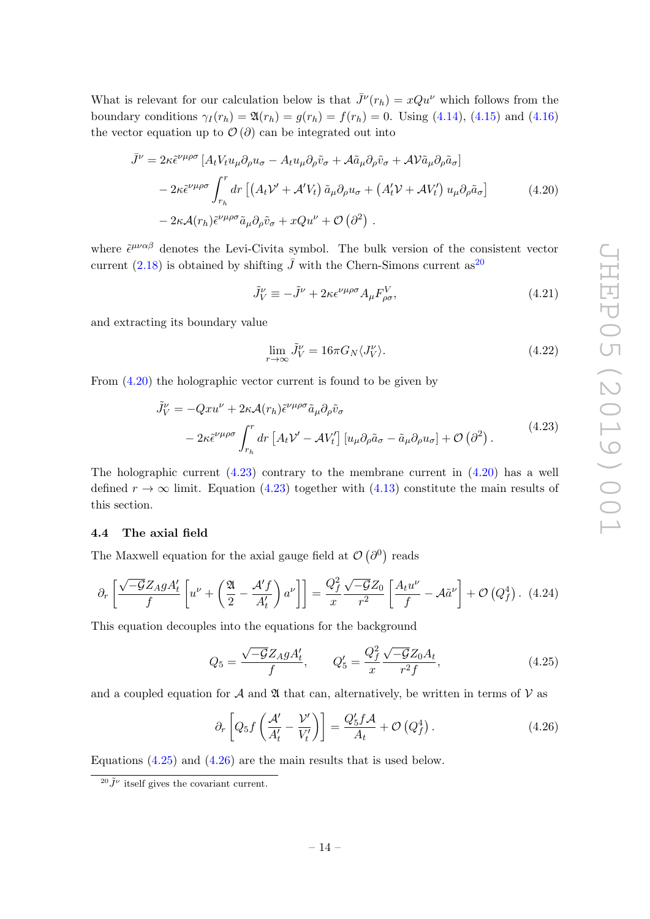What is relevant for our calculation below is that $\bar{J}^\nu(r_h) = xQu^\nu$ which follows from the boundary conditions $\gamma_I(r_h) = \mathfrak{A}(r_h) = g(r_h) = f(r_h) = 0$. Using (4.14), (4.15) and (4.16) the vector equation up to $\mathcal{O}(\partial)$ can be integrated out into

$$
\begin{aligned}
\bar{J}^\nu =\, & 2\kappa\tilde{\epsilon}^{\nu\mu\rho\sigma}\left[A_t V_t u_\mu \partial_\rho u_\sigma - A_t u_\mu \partial_\rho \tilde{v}_\sigma + \mathcal{A}\tilde{a}_\mu \partial_\rho \tilde{v}_\sigma + \mathcal{A}\mathcal{V}\tilde{a}_\mu \partial_\rho \tilde{a}_\sigma\right] \\
& - 2\kappa\tilde{\epsilon}^{\nu\mu\rho\sigma}\int_{r_h}^{r} dr \left[\left(A_t \mathcal{V}' + \mathcal{A}' V_t\right)\tilde{a}_\mu \partial_\rho u_\sigma + \left(A_t'\mathcal{V} + \mathcal{A}V_t'\right) u_\mu \partial_\rho \tilde{a}_\sigma\right] \\
& - 2\kappa\mathcal{A}(r_h)\tilde{\epsilon}^{\nu\mu\rho\sigma}\tilde{a}_\mu \partial_\rho \tilde{v}_\sigma + xQu^\nu + \mathcal{O}\left(\partial^2\right) .
\end{aligned}
\tag{4.20}
$$

where $\tilde{\epsilon}^{\mu\nu\alpha\beta}$ denotes the Levi-Civita symbol. The bulk version of the consistent vector current (2.18) is obtained by shifting $\bar{J}$ with the Chern-Simons current as[20]

$$
\tilde{J}_V^\nu \equiv -\tilde{J}^\nu + 2\kappa\epsilon^{\nu\mu\rho\sigma}A_\mu F^V_{\rho\sigma},
\tag{4.21}
$$

and extracting its boundary value

$$
\lim_{r\to\infty}\tilde{J}_V^\nu = 16\pi G_N\langle J_V^\nu\rangle .
\tag{4.22}
$$

From (4.20) the holographic vector current is found to be given by

$$
\begin{aligned}
\tilde{J}_V^\nu =\, & -Qxu^\nu + 2\kappa\mathcal{A}(r_h)\tilde{\epsilon}^{\nu\mu\rho\sigma}\tilde{a}_\mu \partial_\rho \tilde{v}_\sigma \\
& - 2\kappa\tilde{\epsilon}^{\nu\mu\rho\sigma}\int_{r_h}^{r} dr \left[A_t\mathcal{V}' - \mathcal{A}V_t'\right]\left[u_\mu \partial_\rho \tilde{a}_\sigma - \tilde{a}_\mu \partial_\rho u_\sigma\right] + \mathcal{O}\left(\partial^2\right).
\end{aligned}
\tag{4.23}
$$

The holographic current (4.23) contrary to the membrane current in (4.20) has a well defined $r\to\infty$ limit. Equation (4.23) together with (4.13) constitute the main results of this section.

### 4.4 The axial field

The Maxwell equation for the axial gauge field at $\mathcal{O}\left(\partial^0\right)$ reads

$$
\partial_r\left[\frac{\sqrt{-\mathcal{G}}Z_A g A_t'}{f}\left[u^\nu + \left(\frac{\mathfrak{A}}{2} - \frac{\mathcal{A}' f}{A_t'}\right)a^\nu\right]\right] = \frac{Q_f^2}{x}\frac{\sqrt{-\mathcal{G}}Z_0}{r^2}\left[\frac{A_t u^\nu}{f} - \mathcal{A}\tilde{a}^\nu\right] + \mathcal{O}\left(Q_f^4\right).
\tag{4.24}
$$

This equation decouples into the equations for the background

$$
Q_5 = \frac{\sqrt{-\mathcal{G}}Z_A g A_t'}{f}, \qquad Q_5' = \frac{Q_f^2}{x}\frac{\sqrt{-\mathcal{G}}Z_0 A_t}{r^2 f},
\tag{4.25}
$$

and a coupled equation for $\mathcal{A}$ and $\mathfrak{A}$ that can, alternatively, be written in terms of $\mathcal{V}$ as

$$
\partial_r\left[Q_5 f\left(\frac{\mathcal{A}'}{A_t'} - \frac{\mathcal{V}'}{V_t'}\right)\right] = \frac{Q_5' f\mathcal{A}}{A_t} + \mathcal{O}\left(Q_f^4\right).
\tag{4.26}
$$

Equations (4.25) and (4.26) are the main results that is used below.

[20] $\tilde{J}^\nu$ itself gives the covariant current.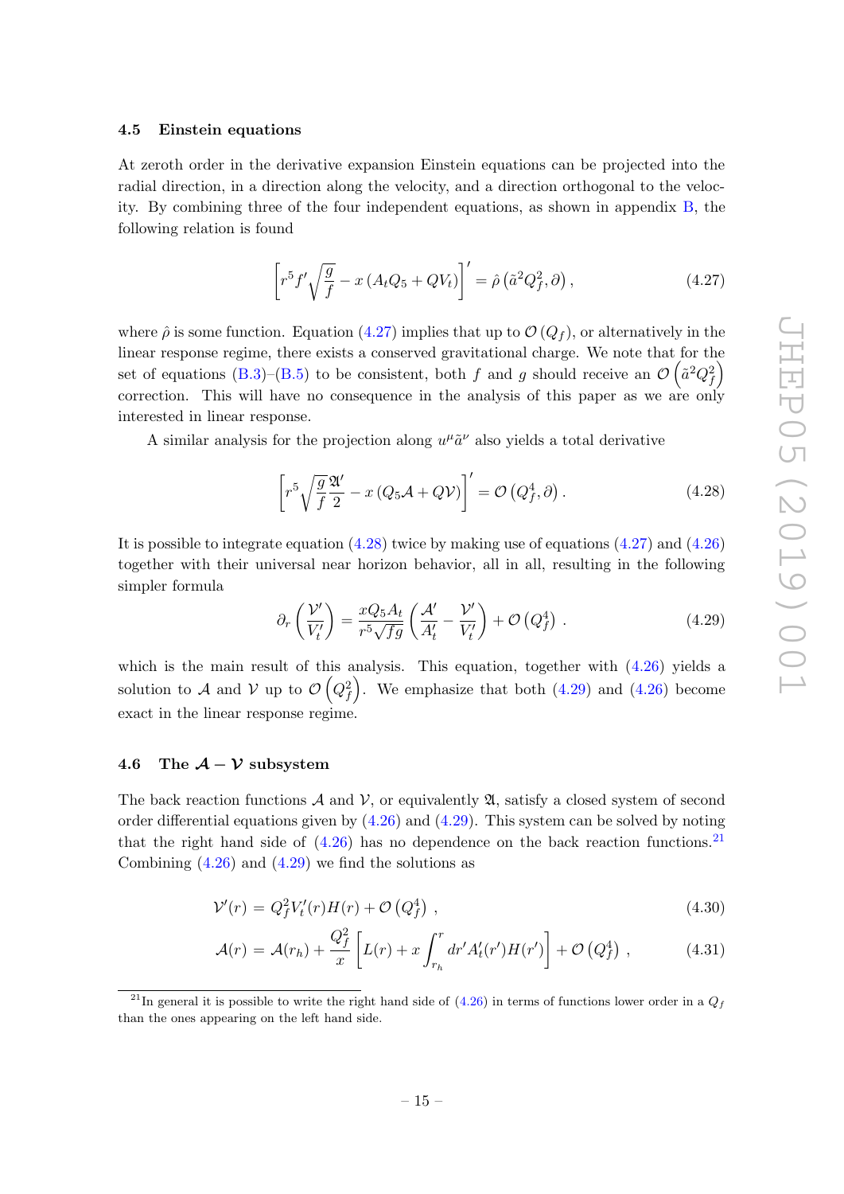### 4.5 Einstein equations

At zeroth order in the derivative expansion Einstein equations can be projected into the radial direction, in a direction along the velocity, and a direction orthogonal to the velocity. By combining three of the four independent equations, as shown in appendix B, the following relation is found

$$\left[r^5 f' \sqrt{\frac{g}{f}} - x\left(A_t Q_5 + Q V_t\right)\right]' = \hat{\rho}\left(\tilde{a}^2 Q_f^2, \partial\right), \tag{4.27}$$

where $\hat{\rho}$ is some function. Equation (4.27) implies that up to $\mathcal{O}(Q_f)$, or alternatively in the linear response regime, there exists a conserved gravitational charge. We note that for the set of equations (B.3)–(B.5) to be consistent, both $f$ and $g$ should receive an $\mathcal{O}\left(\tilde{a}^2 Q_f^2\right)$ correction. This will have no consequence in the analysis of this paper as we are only interested in linear response.

A similar analysis for the projection along $u^\mu \tilde{a}^\nu$ also yields a total derivative

$$\left[r^5 \sqrt{\frac{g}{f}} \frac{\mathfrak{A}'}{2} - x\left(Q_5 \mathcal{A} + Q \mathcal{V}\right)\right]' = \mathcal{O}\left(Q_f^4, \partial\right). \tag{4.28}$$

It is possible to integrate equation (4.28) twice by making use of equations (4.27) and (4.26) together with their universal near horizon behavior, all in all, resulting in the following simpler formula

$$\partial_r\left(\frac{\mathcal{V}'}{V_t'}\right) = \frac{x Q_5 A_t}{r^5\sqrt{fg}}\left(\frac{\mathcal{A}'}{A_t'} - \frac{\mathcal{V}'}{V_t'}\right) + \mathcal{O}\left(Q_f^4\right). \tag{4.29}$$

which is the main result of this analysis. This equation, together with (4.26) yields a solution to $\mathcal{A}$ and $\mathcal{V}$ up to $\mathcal{O}\left(Q_f^2\right)$. We emphasize that both (4.29) and (4.26) become exact in the linear response regime.

### 4.6 The $\mathcal{A} - \mathcal{V}$ subsystem

The back reaction functions $\mathcal{A}$ and $\mathcal{V}$, or equivalently $\mathfrak{A}$, satisfy a closed system of second order differential equations given by (4.26) and (4.29). This system can be solved by noting that the right hand side of (4.26) has no dependence on the back reaction functions.[21] Combining (4.26) and (4.29) we find the solutions as

$$\mathcal{V}'(r) = Q_f^2 V_t'(r) H(r) + \mathcal{O}\left(Q_f^4\right), \tag{4.30}$$

$$\mathcal{A}(r) = \mathcal{A}(r_h) + \frac{Q_f^2}{x}\left[L(r) + x\int_{r_h}^{r} dr' A_t'(r') H(r')\right] + \mathcal{O}\left(Q_f^4\right), \tag{4.31}$$

[21] In general it is possible to write the right hand side of (4.26) in terms of functions lower order in a $Q_f$ than the ones appearing on the left hand side.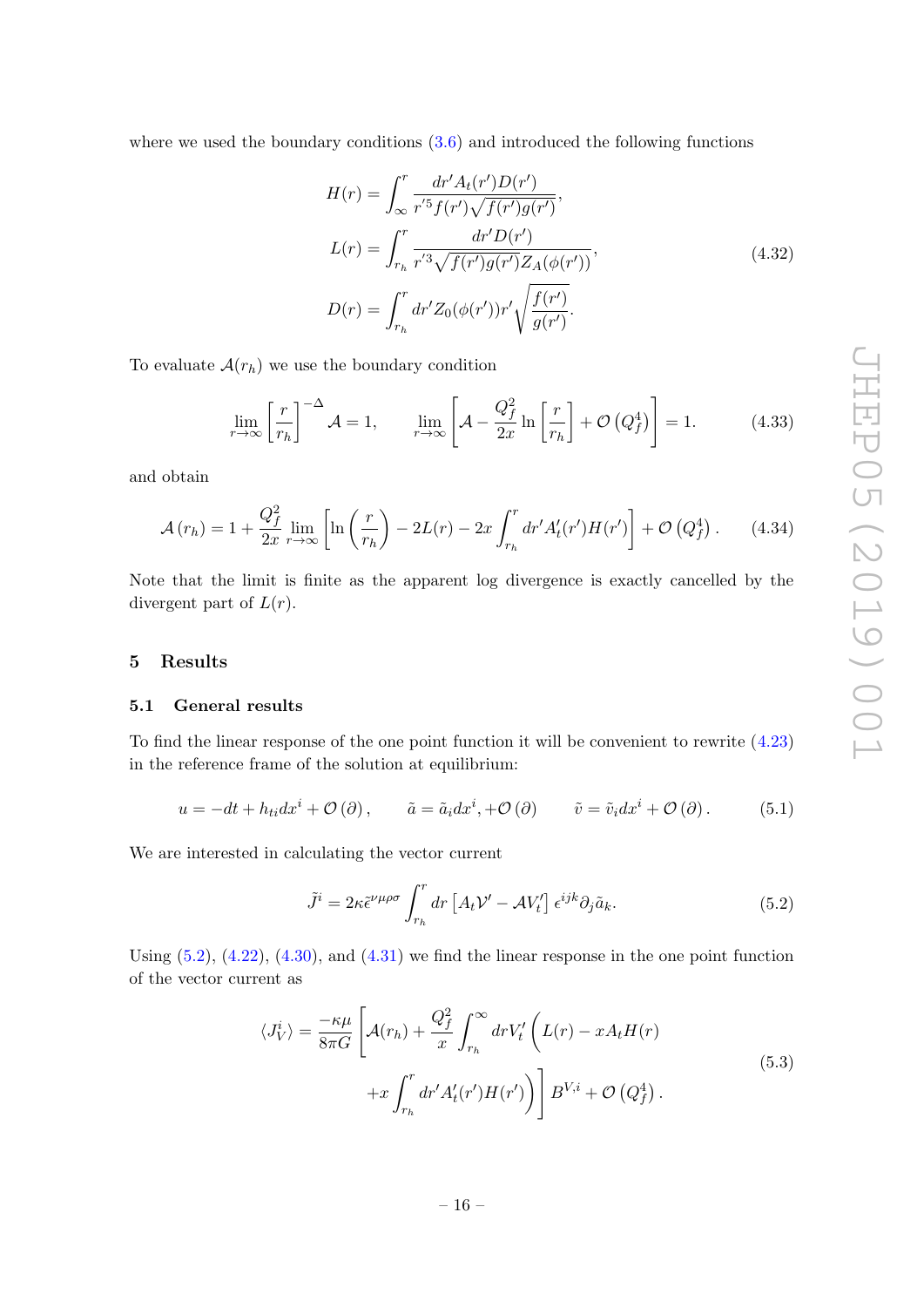where we used the boundary conditions (3.6) and introduced the following functions

$$
\begin{aligned}
H(r) &= \int_{\infty}^{r} \frac{dr' A_t(r') D(r')}{r'^5 f(r') \sqrt{f(r') g(r')}}, \\
L(r) &= \int_{r_h}^{r} \frac{dr' D(r')}{r'^3 \sqrt{f(r') g(r')} Z_A(\phi(r'))}, \\
D(r) &= \int_{r_h}^{r} dr' Z_0(\phi(r')) r' \sqrt{\frac{f(r')}{g(r')}}.
\end{aligned}
\tag{4.32}
$$

To evaluate $\mathcal{A}(r_h)$ we use the boundary condition

$$
\lim_{r\to\infty} \left[\frac{r}{r_h}\right]^{-\Delta} \mathcal{A} = 1, \qquad \lim_{r\to\infty} \left[\mathcal{A} - \frac{Q_f^2}{2x} \ln\left[\frac{r}{r_h}\right] + \mathcal{O}\left(Q_f^4\right)\right] = 1. \tag{4.33}
$$

and obtain

$$
\mathcal{A}\left(r_h\right) = 1 + \frac{Q_f^2}{2x} \lim_{r\to\infty} \left[\ln\left(\frac{r}{r_h}\right) - 2L(r) - 2x \int_{r_h}^{r} dr' A_t'(r') H(r')\right] + \mathcal{O}\left(Q_f^4\right). \tag{4.34}
$$

Note that the limit is finite as the apparent log divergence is exactly cancelled by the divergent part of $L(r)$.

## 5 Results

### 5.1 General results

To find the linear response of the one point function it will be convenient to rewrite (4.23) in the reference frame of the solution at equilibrium:

$$
u = -dt + h_{ti} dx^i + \mathcal{O}\left(\partial\right), \qquad \tilde{a} = \tilde{a}_i dx^i, +\mathcal{O}\left(\partial\right) \qquad \tilde{v} = \tilde{v}_i dx^i + \mathcal{O}\left(\partial\right). \tag{5.1}
$$

We are interested in calculating the vector current

$$
\tilde{J}^i = 2\kappa \tilde{\epsilon}^{\nu\mu\rho\sigma} \int_{r_h}^{r} dr \left[A_t \mathcal{V}' - \mathcal{A} V_t'\right] \epsilon^{ijk} \partial_j \tilde{a}_k. \tag{5.2}
$$

Using (5.2), (4.22), (4.30), and (4.31) we find the linear response in the one point function of the vector current as

$$
\begin{aligned}
\langle J_V^i \rangle = \frac{-\kappa\mu}{8\pi G} \Bigg[ \mathcal{A}(r_h) + \frac{Q_f^2}{x} \int_{r_h}^{\infty} dr V_t' \Big( L(r) - x A_t H(r) \\
+ x \int_{r_h}^{r} dr' A_t'(r') H(r') \Big) \Bigg] B^{V,i} + \mathcal{O}\left(Q_f^4\right).
\end{aligned}
\tag{5.3}
$$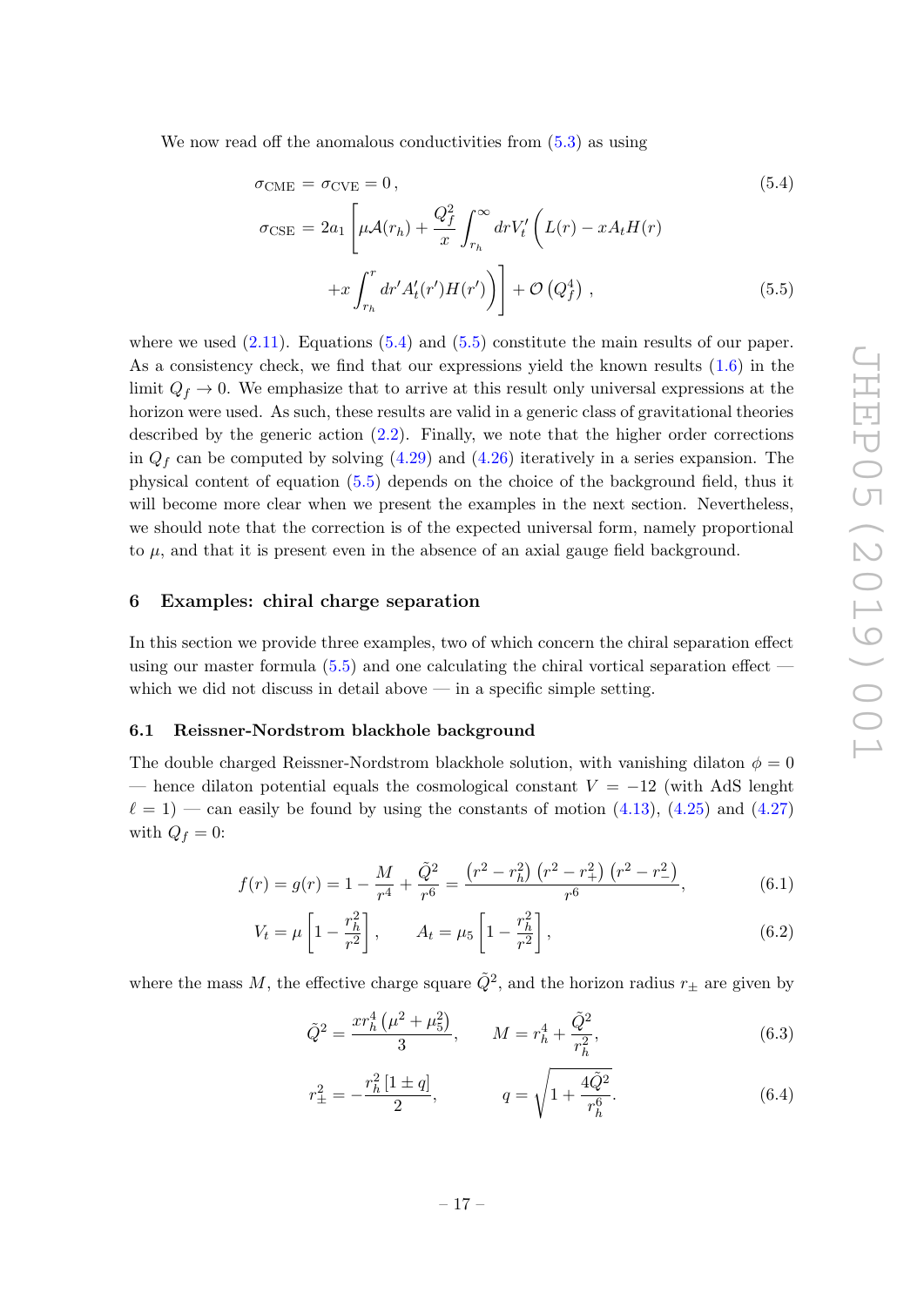We now read off the anomalous conductivities from (5.3) as using

$$\sigma_{\rm CME} = \sigma_{\rm CVE} = 0\,, \tag{5.4}$$

$$\sigma_{\rm CSE} = 2a_1\left[\mu\mathcal{A}(r_h) + \frac{Q_f^2}{x}\int_{r_h}^{\infty} dr V_t'\left(L(r) - xA_tH(r) + x\int_{r_h}^{r} dr' A_t'(r')H(r')\right)\right] + \mathcal{O}\left(Q_f^4\right)\,, \tag{5.5}$$

where we used (2.11). Equations (5.4) and (5.5) constitute the main results of our paper. As a consistency check, we find that our expressions yield the known results (1.6) in the limit $Q_f \to 0$. We emphasize that to arrive at this result only universal expressions at the horizon were used. As such, these results are valid in a generic class of gravitational theories described by the generic action (2.2). Finally, we note that the higher order corrections in $Q_f$ can be computed by solving (4.29) and (4.26) iteratively in a series expansion. The physical content of equation (5.5) depends on the choice of the background field, thus it will become more clear when we present the examples in the next section. Nevertheless, we should note that the correction is of the expected universal form, namely proportional to $\mu$, and that it is present even in the absence of an axial gauge field background.

## 6 Examples: chiral charge separation

In this section we provide three examples, two of which concern the chiral separation effect using our master formula (5.5) and one calculating the chiral vortical separation effect — which we did not discuss in detail above — in a specific simple setting.

### 6.1 Reissner-Nordstrom blackhole background

The double charged Reissner-Nordstrom blackhole solution, with vanishing dilaton $\phi = 0$ — hence dilaton potential equals the cosmological constant $V = -12$ (with AdS lenght $\ell = 1$) — can easily be found by using the constants of motion (4.13), (4.25) and (4.27) with $Q_f = 0$:

$$f(r) = g(r) = 1 - \frac{M}{r^4} + \frac{\tilde{Q}^2}{r^6} = \frac{\left(r^2 - r_h^2\right)\left(r^2 - r_+^2\right)\left(r^2 - r_-^2\right)}{r^6}, \tag{6.1}$$

$$V_t = \mu\left[1 - \frac{r_h^2}{r^2}\right], \qquad A_t = \mu_5\left[1 - \frac{r_h^2}{r^2}\right], \tag{6.2}$$

where the mass $M$, the effective charge square $\tilde{Q}^2$, and the horizon radius $r_\pm$ are given by

$$\tilde{Q}^2 = \frac{x r_h^4\left(\mu^2 + \mu_5^2\right)}{3}, \qquad M = r_h^4 + \frac{\tilde{Q}^2}{r_h^2}, \tag{6.3}$$

$$r_\pm^2 = -\frac{r_h^2\left[1 \pm q\right]}{2}, \qquad q = \sqrt{1 + \frac{4\tilde{Q}^2}{r_h^6}}. \tag{6.4}$$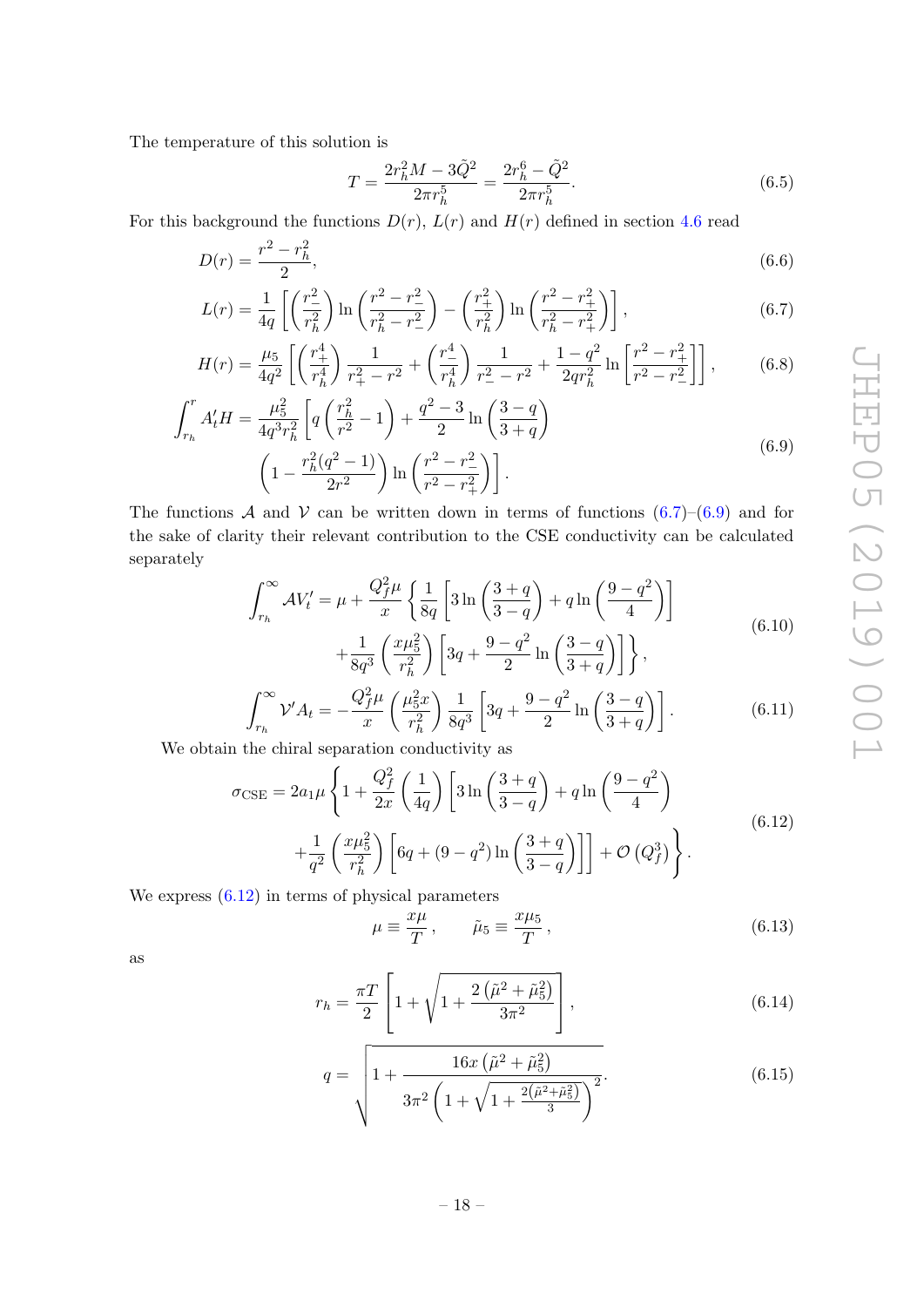The temperature of this solution is

$$T = \frac{2r_h^2 M - 3\tilde{Q}^2}{2\pi r_h^5} = \frac{2r_h^6 - \tilde{Q}^2}{2\pi r_h^5}. \tag{6.5}$$

For this background the functions $D(r)$, $L(r)$ and $H(r)$ defined in section 4.6 read

$$D(r) = \frac{r^2 - r_h^2}{2}, \tag{6.6}$$

$$L(r) = \frac{1}{4q}\left[\left(\frac{r_-^2}{r_h^2}\right)\ln\left(\frac{r^2 - r_-^2}{r_h^2 - r_-^2}\right) - \left(\frac{r_+^2}{r_h^2}\right)\ln\left(\frac{r^2 - r_+^2}{r_h^2 - r_+^2}\right)\right], \tag{6.7}$$

$$H(r) = \frac{\mu_5}{4q^2}\left[\left(\frac{r_+^4}{r_h^4}\right)\frac{1}{r_+^2 - r^2} + \left(\frac{r_-^4}{r_h^4}\right)\frac{1}{r_-^2 - r^2} + \frac{1-q^2}{2qr_h^2}\ln\left[\frac{r^2 - r_+^2}{r^2 - r_-^2}\right]\right], \tag{6.8}$$

$$\begin{aligned}\int_{r_h}^{r} A_t' H = \frac{\mu_5^2}{4q^3 r_h^2}\Bigg[&q\left(\frac{r_h^2}{r^2} - 1\right) + \frac{q^2-3}{2}\ln\left(\frac{3-q}{3+q}\right)\\ &\left(1 - \frac{r_h^2(q^2-1)}{2r^2}\right)\ln\left(\frac{r^2 - r_-^2}{r^2 - r_+^2}\right)\Bigg].\end{aligned} \tag{6.9}$$

The functions $\mathcal{A}$ and $\mathcal{V}$ can be written down in terms of functions (6.7)–(6.9) and for the sake of clarity their relevant contribution to the CSE conductivity can be calculated separately

$$\begin{aligned}\int_{r_h}^{\infty} \mathcal{A}V_t' = \mu + \frac{Q_f^2\mu}{x}\Bigg\{&\frac{1}{8q}\left[3\ln\left(\frac{3+q}{3-q}\right) + q\ln\left(\frac{9-q^2}{4}\right)\right]\\ &+\frac{1}{8q^3}\left(\frac{x\mu_5^2}{r_h^2}\right)\left[3q + \frac{9-q^2}{2}\ln\left(\frac{3-q}{3+q}\right)\right]\Bigg\},\end{aligned} \tag{6.10}$$

$$\int_{r_h}^{\infty} \mathcal{V}' A_t = -\frac{Q_f^2\mu}{x}\left(\frac{\mu_5^2 x}{r_h^2}\right)\frac{1}{8q^3}\left[3q + \frac{9-q^2}{2}\ln\left(\frac{3-q}{3+q}\right)\right]. \tag{6.11}$$

We obtain the chiral separation conductivity as

$$\begin{aligned}\sigma_{\text{CSE}} = 2a_1\mu\Bigg\{&1 + \frac{Q_f^2}{2x}\left(\frac{1}{4q}\right)\Bigg[3\ln\left(\frac{3+q}{3-q}\right) + q\ln\left(\frac{9-q^2}{4}\right)\\ &+\frac{1}{q^2}\left(\frac{x\mu_5^2}{r_h^2}\right)\left[6q + (9-q^2)\ln\left(\frac{3+q}{3-q}\right)\right]\Bigg] + \mathcal{O}\left(Q_f^3\right)\Bigg\}.\end{aligned} \tag{6.12}$$

We express (6.12) in terms of physical parameters

$$\mu \equiv \frac{x\mu}{T}, \qquad \tilde{\mu}_5 \equiv \frac{x\mu_5}{T}, \tag{6.13}$$

as

$$r_h = \frac{\pi T}{2}\left[1 + \sqrt{1 + \frac{2\left(\tilde{\mu}^2 + \tilde{\mu}_5^2\right)}{3\pi^2}}\right], \tag{6.14}$$

$$q = \sqrt{1 + \frac{16x\left(\tilde{\mu}^2 + \tilde{\mu}_5^2\right)}{3\pi^2\left(1 + \sqrt{1 + \frac{2\left(\tilde{\mu}^2 + \tilde{\mu}_5^2\right)}{3}}\right)^2}}. \tag{6.15}$$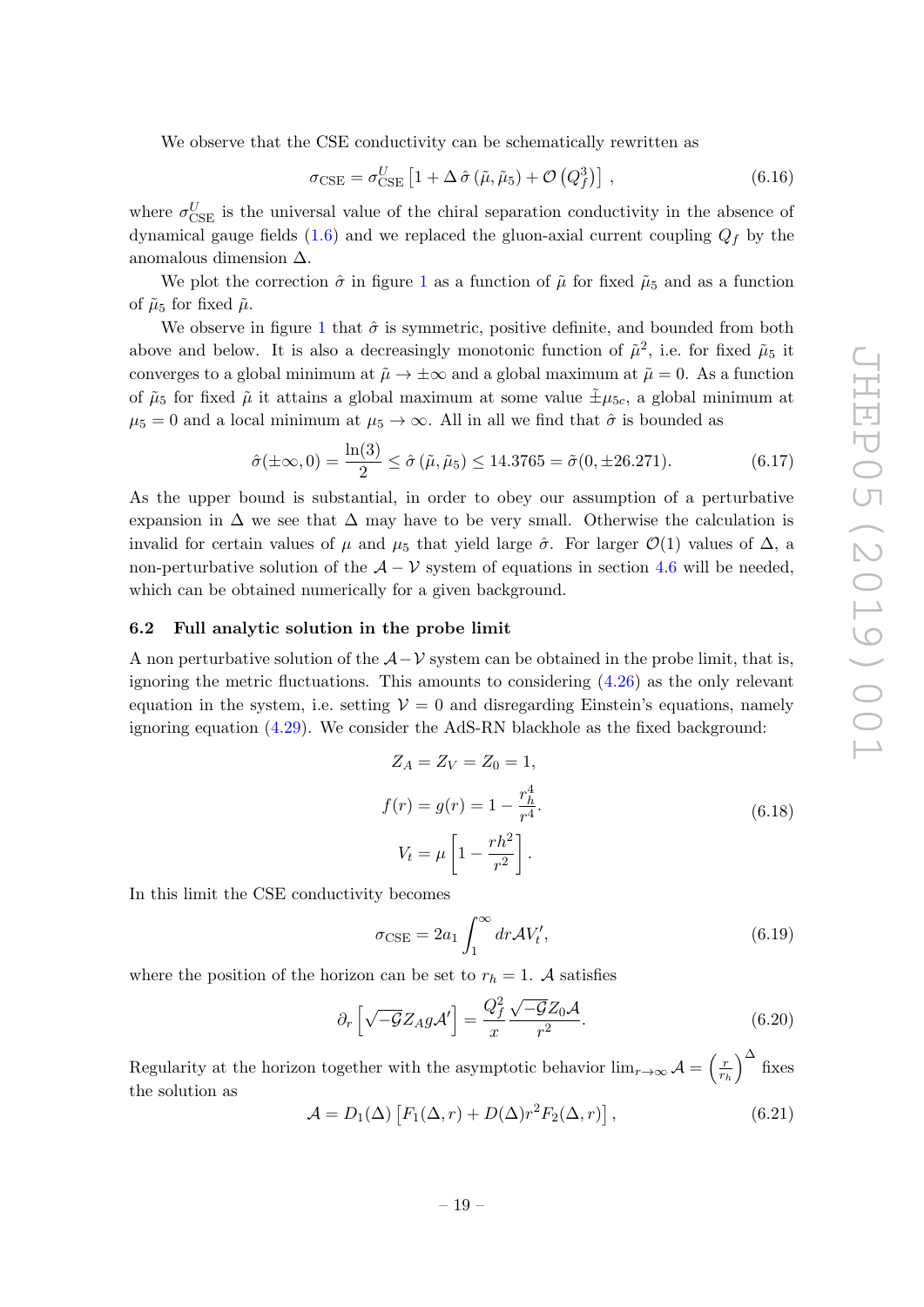We observe that the CSE conductivity can be schematically rewritten as

$$\sigma_{\text{CSE}} = \sigma_{\text{CSE}}^{U}\left[1 + \Delta\,\hat{\sigma}\left(\tilde{\mu}, \tilde{\mu}_5\right) + \mathcal{O}\left(Q_f^3\right)\right]\,, \tag{6.16}$$

where $\sigma_{\text{CSE}}^{U}$ is the universal value of the chiral separation conductivity in the absence of dynamical gauge fields (1.6) and we replaced the gluon-axial current coupling $Q_f$ by the anomalous dimension $\Delta$.

We plot the correction $\hat{\sigma}$ in figure 1 as a function of $\tilde{\mu}$ for fixed $\tilde{\mu}_5$ and as a function of $\tilde{\mu}_5$ for fixed $\tilde{\mu}$.

We observe in figure 1 that $\hat{\sigma}$ is symmetric, positive definite, and bounded from both above and below. It is also a decreasingly monotonic function of $\tilde{\mu}^2$, i.e. for fixed $\tilde{\mu}_5$ it converges to a global minimum at $\tilde{\mu} \to \pm\infty$ and a global maximum at $\tilde{\mu} = 0$. As a function of $\tilde{\mu}_5$ for fixed $\tilde{\mu}$ it attains a global maximum at some value $\tilde{\pm}\mu_{5c}$, a global minimum at $\mu_5 = 0$ and a local minimum at $\mu_5 \to \infty$. All in all we find that $\hat{\sigma}$ is bounded as

$$\hat{\sigma}(\pm\infty, 0) = \frac{\ln(3)}{2} \leq \hat{\sigma}\left(\tilde{\mu}, \tilde{\mu}_5\right) \leq 14.3765 = \tilde{\sigma}(0, \pm 26.271). \tag{6.17}$$

As the upper bound is substantial, in order to obey our assumption of a perturbative expansion in $\Delta$ we see that $\Delta$ may have to be very small. Otherwise the calculation is invalid for certain values of $\mu$ and $\mu_5$ that yield large $\hat{\sigma}$. For larger $\mathcal{O}(1)$ values of $\Delta$, a non-perturbative solution of the $\mathcal{A} - \mathcal{V}$ system of equations in section 4.6 will be needed, which can be obtained numerically for a given background.

### 6.2 Full analytic solution in the probe limit

A non perturbative solution of the $\mathcal{A} - \mathcal{V}$ system can be obtained in the probe limit, that is, ignoring the metric fluctuations. This amounts to considering (4.26) as the only relevant equation in the system, i.e. setting $\mathcal{V} = 0$ and disregarding Einstein's equations, namely ignoring equation (4.29). We consider the AdS-RN blackhole as the fixed background:

$$\begin{aligned} Z_A = Z_V = Z_0 &= 1, \\ f(r) = g(r) &= 1 - \frac{r_h^4}{r^4}. \\ V_t &= \mu\left[1 - \frac{rh^2}{r^2}\right]. \end{aligned} \tag{6.18}$$

In this limit the CSE conductivity becomes

$$\sigma_{\text{CSE}} = 2a_1 \int_1^\infty dr \mathcal{A} V_t', \tag{6.19}$$

where the position of the horizon can be set to $r_h = 1$. $\mathcal{A}$ satisfies

$$\partial_r\left[\sqrt{-\mathcal{G}} Z_A g \mathcal{A}'\right] = \frac{Q_f^2}{x}\frac{\sqrt{-\mathcal{G}} Z_0 \mathcal{A}}{r^2}. \tag{6.20}$$

Regularity at the horizon together with the asymptotic behavior $\lim_{r\to\infty}\mathcal{A} = \left(\frac{r}{r_h}\right)^{\Delta}$ fixes the solution as

$$\mathcal{A} = D_1(\Delta)\left[F_1(\Delta, r) + D(\Delta) r^2 F_2(\Delta, r)\right], \tag{6.21}$$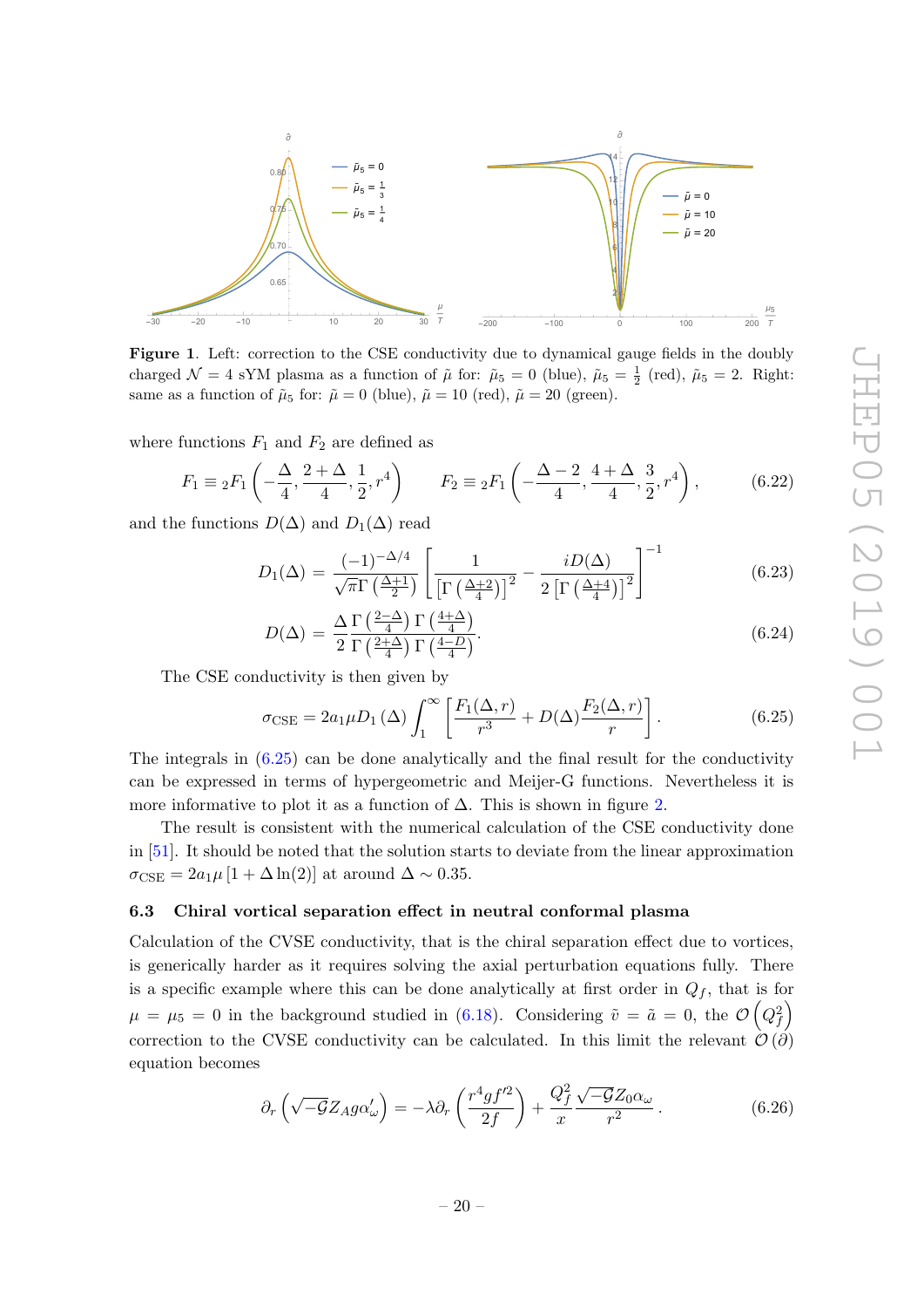∂

0.80

0.75

0.70

0.65

−30 −20 −10 10 20 30 $\frac{\mu}{T}$

$\tilde{\mu}_5 = 0$

$\tilde{\mu}_5 = \frac{1}{3}$

$\tilde{\mu}_5 = \frac{1}{4}$

∂

14

12

10

8

6

4

2

−200 −100 0 100 200 $\frac{\mu_5}{T}$

$\tilde{\mu} = 0$

$\tilde{\mu} = 10$

$\tilde{\mu} = 20$

**Figure 1**. Left: correction to the CSE conductivity due to dynamical gauge fields in the doubly charged $\mathcal{N} = 4$ sYM plasma as a function of $\tilde{\mu}$ for: $\tilde{\mu}_5 = 0$ (blue), $\tilde{\mu}_5 = \frac{1}{2}$ (red), $\tilde{\mu}_5 = 2$. Right: same as a function of $\tilde{\mu}_5$ for: $\tilde{\mu} = 0$ (blue), $\tilde{\mu} = 10$ (red), $\tilde{\mu} = 20$ (green).

where functions $F_1$ and $F_2$ are defined as

$$F_1 \equiv {}_2F_1\left(-\frac{\Delta}{4}, \frac{2+\Delta}{4}, \frac{1}{2}, r^4\right) \qquad F_2 \equiv {}_2F_1\left(-\frac{\Delta-2}{4}, \frac{4+\Delta}{4}, \frac{3}{2}, r^4\right), \tag{6.22}$$

and the functions $D(\Delta)$ and $D_1(\Delta)$ read

$$D_1(\Delta) = \frac{(-1)^{-\Delta/4}}{\sqrt{\pi}\Gamma\left(\frac{\Delta+1}{2}\right)}\left[\frac{1}{\left[\Gamma\left(\frac{\Delta+2}{4}\right)\right]^2} - \frac{iD(\Delta)}{2\left[\Gamma\left(\frac{\Delta+4}{4}\right)\right]^2}\right]^{-1} \tag{6.23}$$

$$D(\Delta) = \frac{\Delta}{2}\frac{\Gamma\left(\frac{2-\Delta}{4}\right)\Gamma\left(\frac{4+\Delta}{4}\right)}{\Gamma\left(\frac{2+\Delta}{4}\right)\Gamma\left(\frac{4-D}{4}\right)}. \tag{6.24}$$

The CSE conductivity is then given by

$$\sigma_{\text{CSE}} = 2a_1\mu D_1(\Delta)\int_1^\infty\left[\frac{F_1(\Delta, r)}{r^3} + D(\Delta)\frac{F_2(\Delta, r)}{r}\right]. \tag{6.25}$$

The integrals in (6.25) can be done analytically and the final result for the conductivity can be expressed in terms of hypergeometric and Meijer-G functions. Nevertheless it is more informative to plot it as a function of $\Delta$. This is shown in figure 2.

The result is consistent with the numerical calculation of the CSE conductivity done in [51]. It should be noted that the solution starts to deviate from the linear approximation $\sigma_{\text{CSE}} = 2a_1\mu\left[1 + \Delta\ln(2)\right]$ at around $\Delta \sim 0.35$.

### 6.3 Chiral vortical separation effect in neutral conformal plasma

Calculation of the CVSE conductivity, that is the chiral separation effect due to vortices, is generically harder as it requires solving the axial perturbation equations fully. There is a specific example where this can be done analytically at first order in $Q_f$, that is for $\mu = \mu_5 = 0$ in the background studied in (6.18). Considering $\tilde{v} = \tilde{a} = 0$, the $\mathcal{O}\left(Q_f^2\right)$ correction to the CVSE conductivity can be calculated. In this limit the relevant $\mathcal{O}(\partial)$ equation becomes

$$\partial_r\left(\sqrt{-\mathcal{G}}Z_A g\alpha_\omega'\right) = -\lambda\partial_r\left(\frac{r^4 g f'^2}{2f}\right) + \frac{Q_f^2}{x}\frac{\sqrt{-\mathcal{G}}Z_0\alpha_\omega}{r^2}. \tag{6.26}$$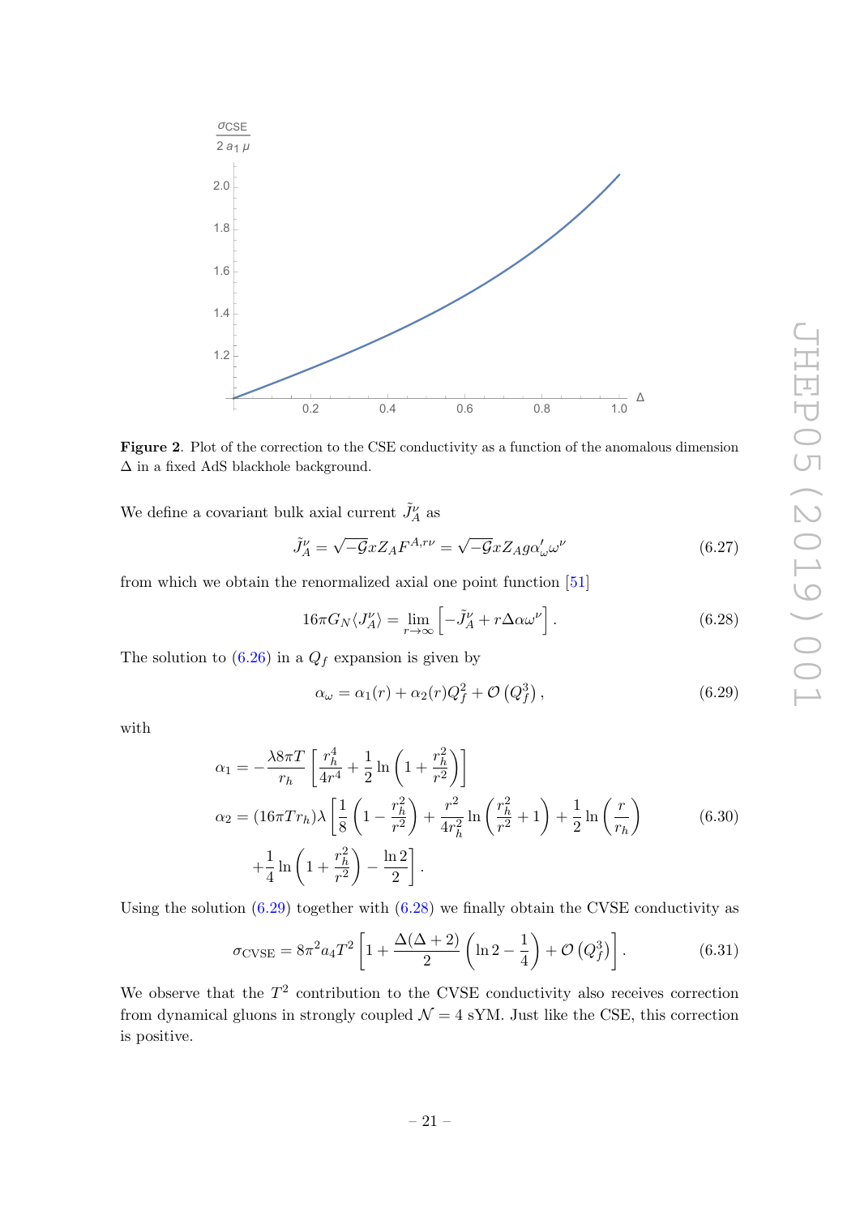σCSE / 2 a₁ μ

2.0

1.8

1.6

1.4

1.2

0.2

0.4

0.6

0.8

1.0

Δ

**Figure 2**. Plot of the correction to the CSE conductivity as a function of the anomalous dimension $\Delta$ in a fixed AdS blackhole background.

We define a covariant bulk axial current $\tilde{J}_A^\nu$ as

$$\tilde{J}_A^\nu = \sqrt{-\mathcal{G}} x Z_A F^{A,r\nu} = \sqrt{-\mathcal{G}} x Z_A g \alpha'_\omega \omega^\nu \tag{6.27}$$

from which we obtain the renormalized axial one point function [51]

$$16\pi G_N \langle J_A^\nu \rangle = \lim_{r\to\infty} \left[ -\tilde{J}_A^\nu + r\Delta\alpha\omega^\nu \right]. \tag{6.28}$$

The solution to (6.26) in a $Q_f$ expansion is given by

$$\alpha_\omega = \alpha_1(r) + \alpha_2(r) Q_f^2 + \mathcal{O}\left(Q_f^3\right), \tag{6.29}$$

with

$$\begin{aligned} \alpha_1 &= -\frac{\lambda 8\pi T}{r_h} \left[ \frac{r_h^4}{4r^4} + \frac{1}{2} \ln\left(1 + \frac{r_h^2}{r^2}\right) \right] \\ \alpha_2 &= (16\pi T r_h)\lambda \left[ \frac{1}{8}\left(1 - \frac{r_h^2}{r^2}\right) + \frac{r^2}{4r_h^2} \ln\left(\frac{r_h^2}{r^2} + 1\right) + \frac{1}{2}\ln\left(\frac{r}{r_h}\right) \right. \\ &\quad \left. + \frac{1}{4}\ln\left(1 + \frac{r_h^2}{r^2}\right) - \frac{\ln 2}{2} \right]. \end{aligned} \tag{6.30}$$

Using the solution (6.29) together with (6.28) we finally obtain the CVSE conductivity as

$$\sigma_{\text{CVSE}} = 8\pi^2 a_4 T^2 \left[ 1 + \frac{\Delta(\Delta+2)}{2} \left( \ln 2 - \frac{1}{4} \right) + \mathcal{O}\left(Q_f^3\right) \right]. \tag{6.31}$$

We observe that the $T^2$ contribution to the CVSE conductivity also receives correction from dynamical gluons in strongly coupled $\mathcal{N} = 4$ sYM. Just like the CSE, this correction is positive.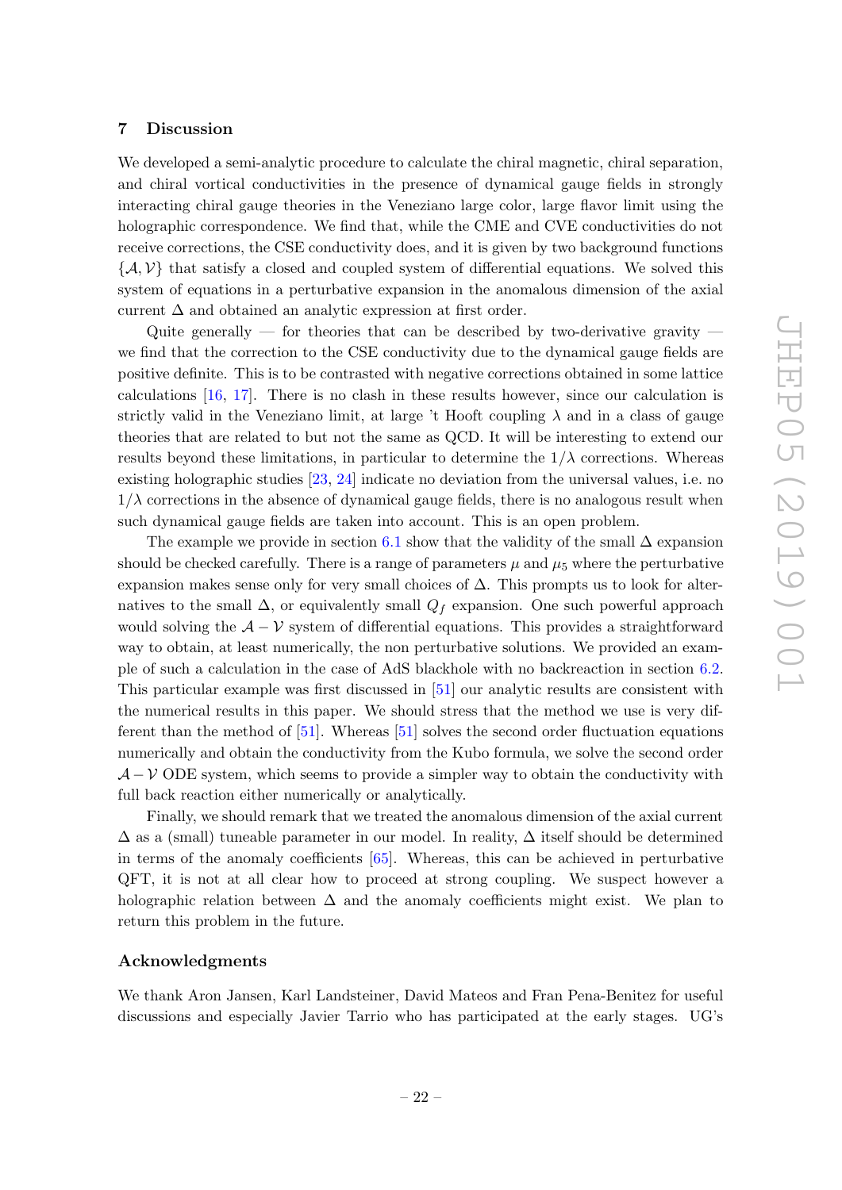## 7 Discussion

We developed a semi-analytic procedure to calculate the chiral magnetic, chiral separation, and chiral vortical conductivities in the presence of dynamical gauge fields in strongly interacting chiral gauge theories in the Veneziano large color, large flavor limit using the holographic correspondence. We find that, while the CME and CVE conductivities do not receive corrections, the CSE conductivity does, and it is given by two background functions $\{\mathcal{A}, \mathcal{V}\}$ that satisfy a closed and coupled system of differential equations. We solved this system of equations in a perturbative expansion in the anomalous dimension of the axial current $\Delta$ and obtained an analytic expression at first order.

Quite generally — for theories that can be described by two-derivative gravity — we find that the correction to the CSE conductivity due to the dynamical gauge fields are positive definite. This is to be contrasted with negative corrections obtained in some lattice calculations [16, 17]. There is no clash in these results however, since our calculation is strictly valid in the Veneziano limit, at large 't Hooft coupling $\lambda$ and in a class of gauge theories that are related to but not the same as QCD. It will be interesting to extend our results beyond these limitations, in particular to determine the $1/\lambda$ corrections. Whereas existing holographic studies [23, 24] indicate no deviation from the universal values, i.e. no $1/\lambda$ corrections in the absence of dynamical gauge fields, there is no analogous result when such dynamical gauge fields are taken into account. This is an open problem.

The example we provide in section 6.1 show that the validity of the small $\Delta$ expansion should be checked carefully. There is a range of parameters $\mu$ and $\mu_5$ where the perturbative expansion makes sense only for very small choices of $\Delta$. This prompts us to look for alternatives to the small $\Delta$, or equivalently small $Q_f$ expansion. One such powerful approach would solving the $\mathcal{A} - \mathcal{V}$ system of differential equations. This provides a straightforward way to obtain, at least numerically, the non perturbative solutions. We provided an example of such a calculation in the case of AdS blackhole with no backreaction in section 6.2. This particular example was first discussed in [51] our analytic results are consistent with the numerical results in this paper. We should stress that the method we use is very different than the method of [51]. Whereas [51] solves the second order fluctuation equations numerically and obtain the conductivity from the Kubo formula, we solve the second order $\mathcal{A} - \mathcal{V}$ ODE system, which seems to provide a simpler way to obtain the conductivity with full back reaction either numerically or analytically.

Finally, we should remark that we treated the anomalous dimension of the axial current $\Delta$ as a (small) tuneable parameter in our model. In reality, $\Delta$ itself should be determined in terms of the anomaly coefficients [65]. Whereas, this can be achieved in perturbative QFT, it is not at all clear how to proceed at strong coupling. We suspect however a holographic relation between $\Delta$ and the anomaly coefficients might exist. We plan to return this problem in the future.

### Acknowledgments

We thank Aron Jansen, Karl Landsteiner, David Mateos and Fran Pena-Benitez for useful discussions and especially Javier Tarrio who has participated at the early stages. UG's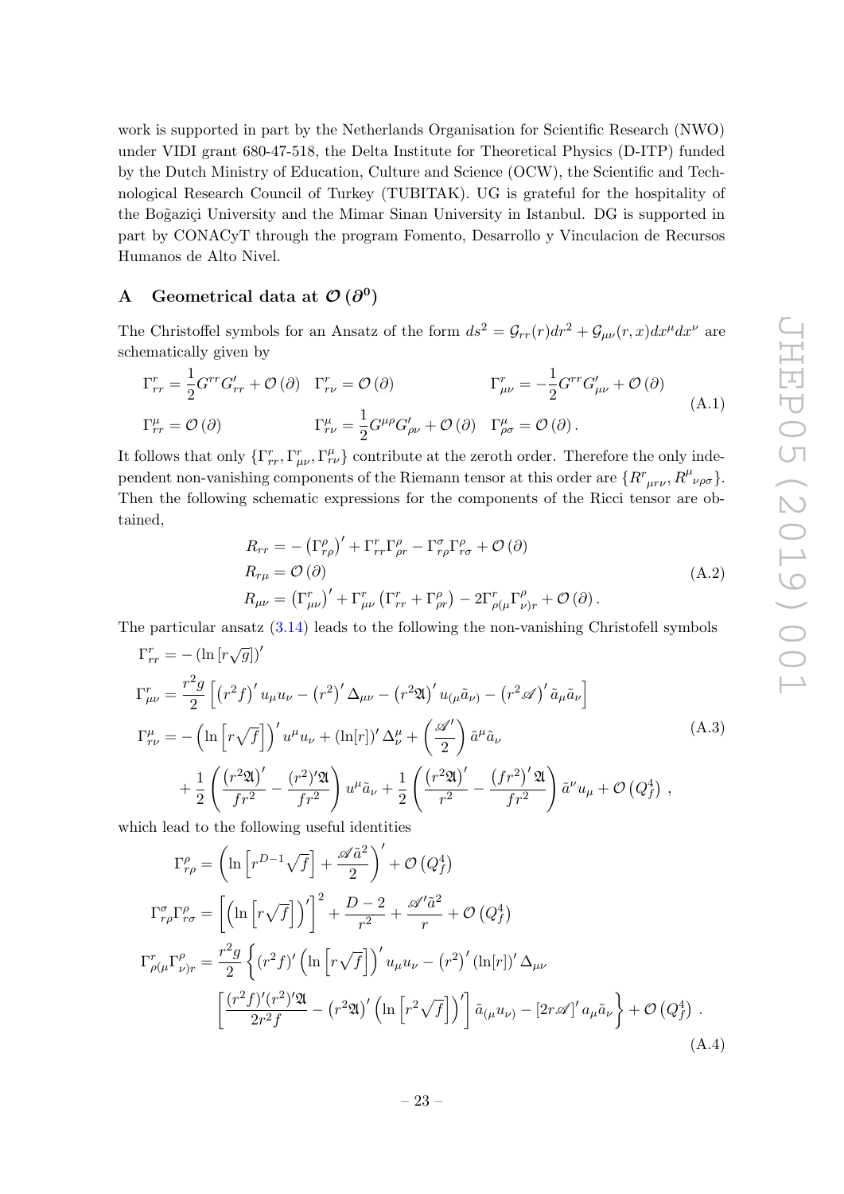work is supported in part by the Netherlands Organisation for Scientific Research (NWO) under VIDI grant 680-47-518, the Delta Institute for Theoretical Physics (D-ITP) funded by the Dutch Ministry of Education, Culture and Science (OCW), the Scientific and Technological Research Council of Turkey (TUBITAK). UG is grateful for the hospitality of the Boğaziçi University and the Mimar Sinan University in Istanbul. DG is supported in part by CONACyT through the program Fomento, Desarrollo y Vinculacion de Recursos Humanos de Alto Nivel.

# A Geometrical data at $\mathcal{O}\left(\partial^0\right)$

The Christoffel symbols for an Ansatz of the form $ds^2 = \mathcal{G}_{rr}(r)dr^2 + \mathcal{G}_{\mu\nu}(r,x)dx^\mu dx^\nu$ are schematically given by

$$
\begin{aligned}
&\Gamma^r_{rr} = \frac{1}{2}G^{rr}G'_{rr} + \mathcal{O}\left(\partial\right) \quad \Gamma^r_{r\nu} = \mathcal{O}\left(\partial\right) \qquad\qquad \Gamma^r_{\mu\nu} = -\frac{1}{2}G^{rr}G'_{\mu\nu} + \mathcal{O}\left(\partial\right) \\
&\Gamma^\mu_{rr} = \mathcal{O}\left(\partial\right) \qquad\qquad\quad \Gamma^\mu_{r\nu} = \frac{1}{2}G^{\mu\rho}G'_{\rho\nu} + \mathcal{O}\left(\partial\right) \quad \Gamma^\mu_{\rho\sigma} = \mathcal{O}\left(\partial\right).
\end{aligned}
\tag{A.1}
$$

It follows that only $\{\Gamma^r_{rr}, \Gamma^r_{\mu\nu}, \Gamma^\mu_{r\nu}\}$ contribute at the zeroth order. Therefore the only independent non-vanishing components of the Riemann tensor at this order are $\{R^r{}_{\mu r\nu}, R^\mu{}_{\nu\rho\sigma}\}$. Then the following schematic expressions for the components of the Ricci tensor are obtained,

$$
\begin{aligned}
R_{rr} &= -\left(\Gamma^\rho_{r\rho}\right)' + \Gamma^r_{rr}\Gamma^\rho_{\rho r} - \Gamma^\sigma_{r\rho}\Gamma^\rho_{r\sigma} + \mathcal{O}\left(\partial\right) \\
R_{r\mu} &= \mathcal{O}\left(\partial\right) \\
R_{\mu\nu} &= \left(\Gamma^r_{\mu\nu}\right)' + \Gamma^r_{\mu\nu}\left(\Gamma^r_{rr} + \Gamma^\rho_{\rho r}\right) - 2\Gamma^r_{\rho(\mu}\Gamma^\rho_{\nu)r} + \mathcal{O}\left(\partial\right).
\end{aligned}
\tag{A.2}
$$

The particular ansatz (3.14) leads to the following the non-vanishing Christofell symbols

$$
\begin{aligned}
\Gamma^r_{rr} &= -\left(\ln\left[r\sqrt{g}\right]\right)' \\
\Gamma^r_{\mu\nu} &= \frac{r^2 g}{2}\left[\left(r^2 f\right)' u_\mu u_\nu - \left(r^2\right)'\Delta_{\mu\nu} - \left(r^2\mathfrak{A}\right)' u_{(\mu}\tilde{a}_{\nu)} - \left(r^2\mathscr{A}\right)'\tilde{a}_\mu\tilde{a}_\nu\right] \\
\Gamma^\mu_{r\nu} &= -\left(\ln\left[r\sqrt{f}\right]\right)' u^\mu u_\nu + \left(\ln[r]\right)'\Delta^\mu_\nu + \left(\frac{\mathscr{A}'}{2}\right)\tilde{a}^\mu\tilde{a}_\nu \\
&\quad + \frac{1}{2}\left(\frac{\left(r^2\mathfrak{A}\right)'}{fr^2} - \frac{(r^2)'\mathfrak{A}}{fr^2}\right)u^\mu\tilde{a}_\nu + \frac{1}{2}\left(\frac{\left(r^2\mathfrak{A}\right)'}{r^2} - \frac{\left(fr^2\right)'\mathfrak{A}}{fr^2}\right)\tilde{a}^\nu u_\mu + \mathcal{O}\left(Q_f^4\right),
\end{aligned}
\tag{A.3}
$$

which lead to the following useful identities

$$
\begin{aligned}
\Gamma^\rho_{r\rho} &= \left(\ln\left[r^{D-1}\sqrt{f}\right] + \frac{\mathscr{A}\tilde{a}^2}{2}\right)' + \mathcal{O}\left(Q_f^4\right) \\
\Gamma^\sigma_{r\rho}\Gamma^\rho_{r\sigma} &= \left[\left(\ln\left[r\sqrt{f}\right]\right)'\right]^2 + \frac{D-2}{r^2} + \frac{\mathscr{A}'\tilde{a}^2}{r} + \mathcal{O}\left(Q_f^4\right) \\
\Gamma^r_{\rho(\mu}\Gamma^\rho_{\nu)r} &= \frac{r^2 g}{2}\left\{(r^2 f)'\left(\ln\left[r\sqrt{f}\right]\right)' u_\mu u_\nu - \left(r^2\right)'(\ln[r])'\Delta_{\mu\nu}\right. \\
&\quad \left.\left[\frac{(r^2 f)'(r^2)'\mathfrak{A}}{2r^2 f} - \left(r^2\mathfrak{A}\right)'\left(\ln\left[r^2\sqrt{f}\right]\right)'\right]\tilde{a}_{(\mu}u_{\nu)} - \left[2r\mathscr{A}\right]' a_\mu\tilde{a}_\nu\right\} + \mathcal{O}\left(Q_f^4\right).
\end{aligned}
\tag{A.4}
$$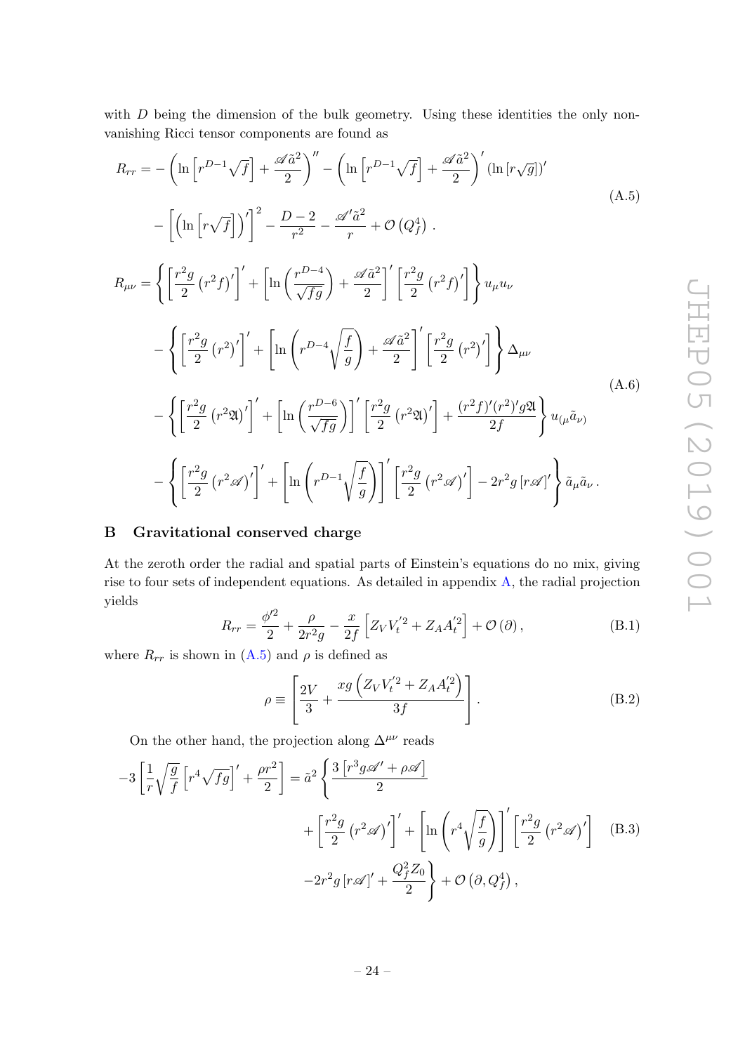with $D$ being the dimension of the bulk geometry. Using these identities the only non-vanishing Ricci tensor components are found as

$$
\begin{aligned}
R_{rr} = &-\left(\ln\left[r^{D-1}\sqrt{f}\right] + \frac{\mathscr{A}\tilde{a}^2}{2}\right)'' - \left(\ln\left[r^{D-1}\sqrt{f}\right] + \frac{\mathscr{A}\tilde{a}^2}{2}\right)' \left(\ln\left[r\sqrt{g}\right]\right)' \\
&- \left[\left(\ln\left[r\sqrt{f}\right]\right)'\right]^2 - \frac{D-2}{r^2} - \frac{\mathscr{A}'\tilde{a}^2}{r} + \mathcal{O}\left(Q_f^4\right).
\end{aligned}
\tag{A.5}
$$

$$
\begin{aligned}
R_{\mu\nu} = &\left\{\left[\frac{r^2 g}{2}\left(r^2 f\right)'\right]' + \left[\ln\left(\frac{r^{D-4}}{\sqrt{fg}}\right) + \frac{\mathscr{A}\tilde{a}^2}{2}\right]' \left[\frac{r^2 g}{2}\left(r^2 f\right)'\right]\right\} u_\mu u_\nu \\
&- \left\{\left[\frac{r^2 g}{2}\left(r^2\right)'\right]' + \left[\ln\left(r^{D-4}\sqrt{\frac{f}{g}}\right) + \frac{\mathscr{A}\tilde{a}^2}{2}\right]' \left[\frac{r^2 g}{2}\left(r^2\right)'\right]\right\} \Delta_{\mu\nu} \\
&- \left\{\left[\frac{r^2 g}{2}\left(r^2 \mathfrak{A}\right)'\right]' + \left[\ln\left(\frac{r^{D-6}}{\sqrt{fg}}\right)\right]' \left[\frac{r^2 g}{2}\left(r^2 \mathfrak{A}\right)'\right] + \frac{(r^2 f)'(r^2)' g \mathfrak{A}}{2f}\right\} u_{(\mu}\tilde{a}_{\nu)} \\
&- \left\{\left[\frac{r^2 g}{2}\left(r^2 \mathscr{A}\right)'\right]' + \left[\ln\left(r^{D-1}\sqrt{\frac{f}{g}}\right)\right]' \left[\frac{r^2 g}{2}\left(r^2 \mathscr{A}\right)'\right] - 2r^2 g\left[r\mathscr{A}\right]'\right\} \tilde{a}_\mu \tilde{a}_\nu .
\end{aligned}
\tag{A.6}
$$

# B Gravitational conserved charge

At the zeroth order the radial and spatial parts of Einstein's equations do no mix, giving rise to four sets of independent equations. As detailed in appendix A, the radial projection yields

$$
R_{rr} = \frac{\phi'^2}{2} + \frac{\rho}{2r^2 g} - \frac{x}{2f}\left[Z_V V_t'^2 + Z_A A_t'^2\right] + \mathcal{O}\left(\partial\right),
\tag{B.1}
$$

where $R_{rr}$ is shown in (A.5) and $\rho$ is defined as

$$
\rho \equiv \left[\frac{2V}{3} + \frac{xg\left(Z_V V_t'^2 + Z_A A_t'^2\right)}{3f}\right].
\tag{B.2}
$$

On the other hand, the projection along $\Delta^{\mu\nu}$ reads

$$
\begin{aligned}
-3\left[\frac{1}{r}\sqrt{\frac{g}{f}}\left[r^4\sqrt{fg}\right]' + \frac{\rho r^2}{2}\right] = \tilde{a}^2 \Bigg\{ &\frac{3\left[r^3 g \mathscr{A}' + \rho\mathscr{A}\right]}{2} \\
&+ \left[\frac{r^2 g}{2}\left(r^2\mathscr{A}\right)'\right]' + \left[\ln\left(r^4\sqrt{\frac{f}{g}}\right)\right]' \left[\frac{r^2 g}{2}\left(r^2\mathscr{A}\right)'\right] \\
&-2r^2 g\left[r\mathscr{A}\right]' + \frac{Q_f^2 Z_0}{2}\Bigg\} + \mathcal{O}\left(\partial, Q_f^4\right),
\end{aligned}
\tag{B.3}
$$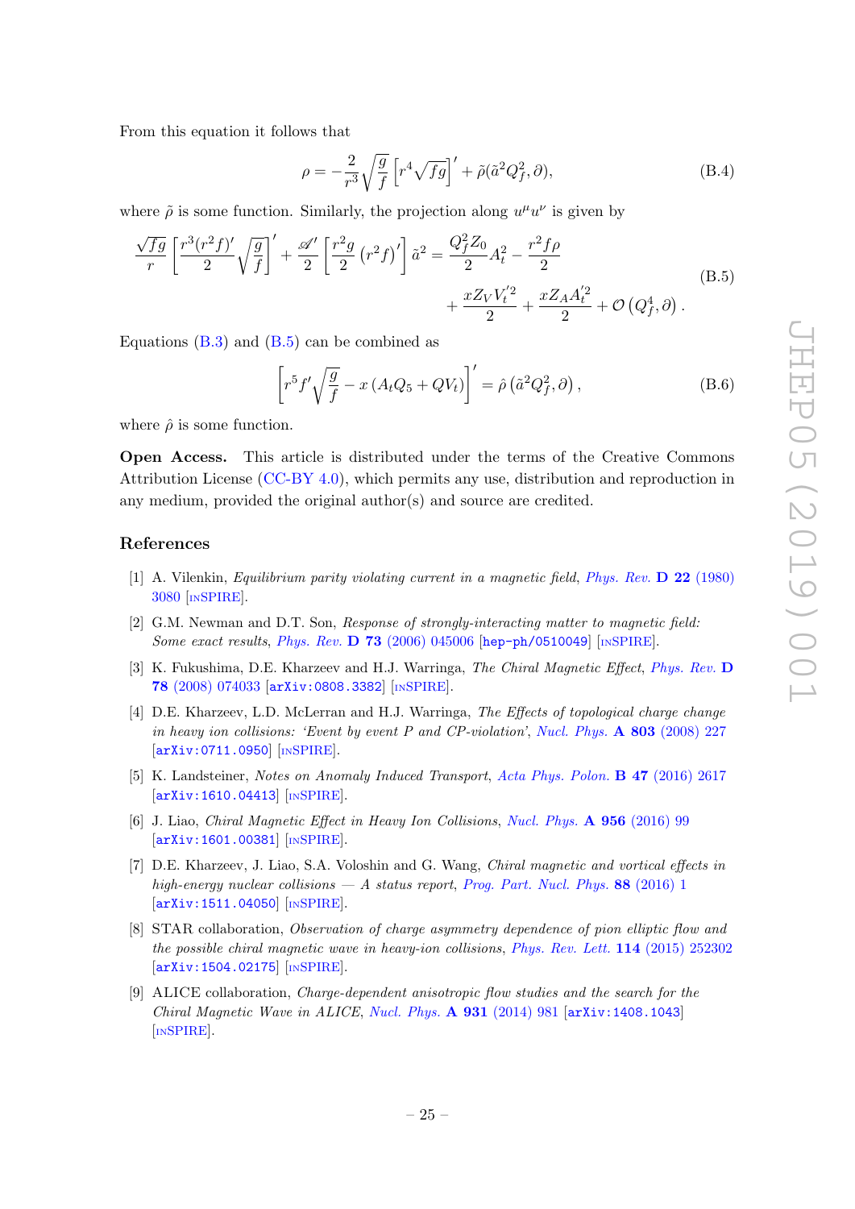From this equation it follows that

$$\rho = -\frac{2}{r^3}\sqrt{\frac{g}{f}}\left[r^4\sqrt{fg}\right]' + \tilde{\rho}(\tilde{a}^2 Q_f^2, \partial), \tag{B.4}$$

where $\tilde{\rho}$ is some function. Similarly, the projection along $u^\mu u^\nu$ is given by

$$\begin{aligned}\frac{\sqrt{fg}}{r}\left[\frac{r^3(r^2 f)'}{2}\sqrt{\frac{g}{f}}\right]' + \frac{\mathscr{A}'}{2}\left[\frac{r^2 g}{2}\left(r^2 f\right)'\right]\tilde{a}^2 = \frac{Q_f^2 Z_0}{2}A_t^2 - \frac{r^2 f \rho}{2}\\ + \frac{x Z_V V_t'^2}{2} + \frac{x Z_A A_t'^2}{2} + \mathcal{O}\left(Q_f^4, \partial\right).\end{aligned} \tag{B.5}$$

Equations (B.3) and (B.5) can be combined as

$$\left[r^5 f'\sqrt{\frac{g}{f}} - x\left(A_t Q_5 + Q V_t\right)\right]' = \hat{\rho}\left(\tilde{a}^2 Q_f^2, \partial\right), \tag{B.6}$$

where $\hat{\rho}$ is some function.

**Open Access.** This article is distributed under the terms of the Creative Commons Attribution License (CC-BY 4.0), which permits any use, distribution and reproduction in any medium, provided the original author(s) and source are credited.

## References

[1] A. Vilenkin, *Equilibrium parity violating current in a magnetic field*, Phys. Rev. **D 22** (1980) 3080 [INSPIRE].

[2] G.M. Newman and D.T. Son, *Response of strongly-interacting matter to magnetic field: Some exact results*, Phys. Rev. **D 73** (2006) 045006 [hep-ph/0510049] [INSPIRE].

[3] K. Fukushima, D.E. Kharzeev and H.J. Warringa, *The Chiral Magnetic Effect*, Phys. Rev. **D 78** (2008) 074033 [arXiv:0808.3382] [INSPIRE].

[4] D.E. Kharzeev, L.D. McLerran and H.J. Warringa, *The Effects of topological charge change in heavy ion collisions: 'Event by event P and CP-violation'*, Nucl. Phys. **A 803** (2008) 227 [arXiv:0711.0950] [INSPIRE].

[5] K. Landsteiner, *Notes on Anomaly Induced Transport*, Acta Phys. Polon. **B 47** (2016) 2617 [arXiv:1610.04413] [INSPIRE].

[6] J. Liao, *Chiral Magnetic Effect in Heavy Ion Collisions*, Nucl. Phys. **A 956** (2016) 99 [arXiv:1601.00381] [INSPIRE].

[7] D.E. Kharzeev, J. Liao, S.A. Voloshin and G. Wang, *Chiral magnetic and vortical effects in high-energy nuclear collisions — A status report*, Prog. Part. Nucl. Phys. **88** (2016) 1 [arXiv:1511.04050] [INSPIRE].

[8] STAR collaboration, *Observation of charge asymmetry dependence of pion elliptic flow and the possible chiral magnetic wave in heavy-ion collisions*, Phys. Rev. Lett. **114** (2015) 252302 [arXiv:1504.02175] [INSPIRE].

[9] ALICE collaboration, *Charge-dependent anisotropic flow studies and the search for the Chiral Magnetic Wave in ALICE*, Nucl. Phys. **A 931** (2014) 981 [arXiv:1408.1043] [INSPIRE].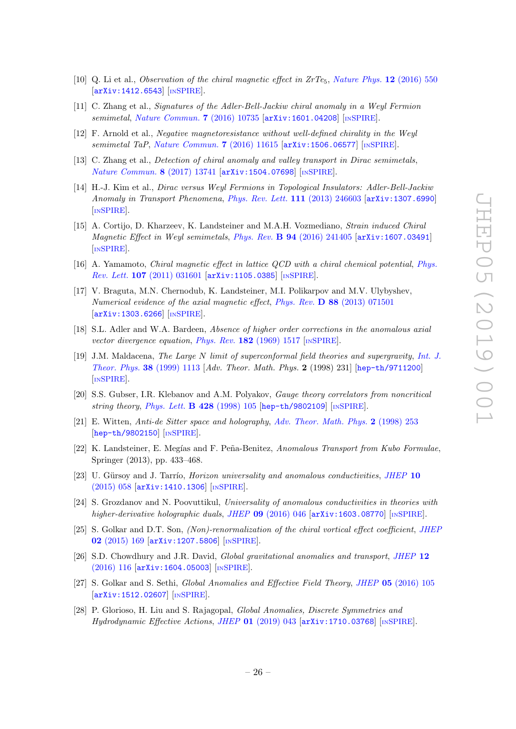[10] Q. Li et al., *Observation of the chiral magnetic effect in $ZrTe_5$*, *Nature Phys.* **12** (2016) 550 [arXiv:1412.6543] [INSPIRE].

[11] C. Zhang et al., *Signatures of the Adler-Bell-Jackiw chiral anomaly in a Weyl Fermion semimetal*, *Nature Commun.* **7** (2016) 10735 [arXiv:1601.04208] [INSPIRE].

[12] F. Arnold et al., *Negative magnetoresistance without well-defined chirality in the Weyl semimetal TaP*, *Nature Commun.* **7** (2016) 11615 [arXiv:1506.06577] [INSPIRE].

[13] C. Zhang et al., *Detection of chiral anomaly and valley transport in Dirac semimetals*, *Nature Commun.* **8** (2017) 13741 [arXiv:1504.07698] [INSPIRE].

[14] H.-J. Kim et al., *Dirac versus Weyl Fermions in Topological Insulators: Adler-Bell-Jackiw Anomaly in Transport Phenomena*, *Phys. Rev. Lett.* **111** (2013) 246603 [arXiv:1307.6990] [INSPIRE].

[15] A. Cortijo, D. Kharzeev, K. Landsteiner and M.A.H. Vozmediano, *Strain induced Chiral Magnetic Effect in Weyl semimetals*, *Phys. Rev.* **B 94** (2016) 241405 [arXiv:1607.03491] [INSPIRE].

[16] A. Yamamoto, *Chiral magnetic effect in lattice QCD with a chiral chemical potential*, *Phys. Rev. Lett.* **107** (2011) 031601 [arXiv:1105.0385] [INSPIRE].

[17] V. Braguta, M.N. Chernodub, K. Landsteiner, M.I. Polikarpov and M.V. Ulybyshev, *Numerical evidence of the axial magnetic effect*, *Phys. Rev.* **D 88** (2013) 071501 [arXiv:1303.6266] [INSPIRE].

[18] S.L. Adler and W.A. Bardeen, *Absence of higher order corrections in the anomalous axial vector divergence equation*, *Phys. Rev.* **182** (1969) 1517 [INSPIRE].

[19] J.M. Maldacena, *The Large N limit of superconformal field theories and supergravity*, *Int. J. Theor. Phys.* **38** (1999) 1113 [*Adv. Theor. Math. Phys.* **2** (1998) 231] [hep-th/9711200] [INSPIRE].

[20] S.S. Gubser, I.R. Klebanov and A.M. Polyakov, *Gauge theory correlators from noncritical string theory*, *Phys. Lett.* **B 428** (1998) 105 [hep-th/9802109] [INSPIRE].

[21] E. Witten, *Anti-de Sitter space and holography*, *Adv. Theor. Math. Phys.* **2** (1998) 253 [hep-th/9802150] [INSPIRE].

[22] K. Landsteiner, E. Megías and F. Peña-Benitez, *Anomalous Transport from Kubo Formulae*, Springer (2013), pp. 433–468.

[23] U. Gürsoy and J. Tarrío, *Horizon universality and anomalous conductivities*, *JHEP* **10** (2015) 058 [arXiv:1410.1306] [INSPIRE].

[24] S. Grozdanov and N. Poovuttikul, *Universality of anomalous conductivities in theories with higher-derivative holographic duals*, *JHEP* **09** (2016) 046 [arXiv:1603.08770] [INSPIRE].

[25] S. Golkar and D.T. Son, *(Non)-renormalization of the chiral vortical effect coefficient*, *JHEP* **02** (2015) 169 [arXiv:1207.5806] [INSPIRE].

[26] S.D. Chowdhury and J.R. David, *Global gravitational anomalies and transport*, *JHEP* **12** (2016) 116 [arXiv:1604.05003] [INSPIRE].

[27] S. Golkar and S. Sethi, *Global Anomalies and Effective Field Theory*, *JHEP* **05** (2016) 105 [arXiv:1512.02607] [INSPIRE].

[28] P. Glorioso, H. Liu and S. Rajagopal, *Global Anomalies, Discrete Symmetries and Hydrodynamic Effective Actions*, *JHEP* **01** (2019) 043 [arXiv:1710.03768] [INSPIRE].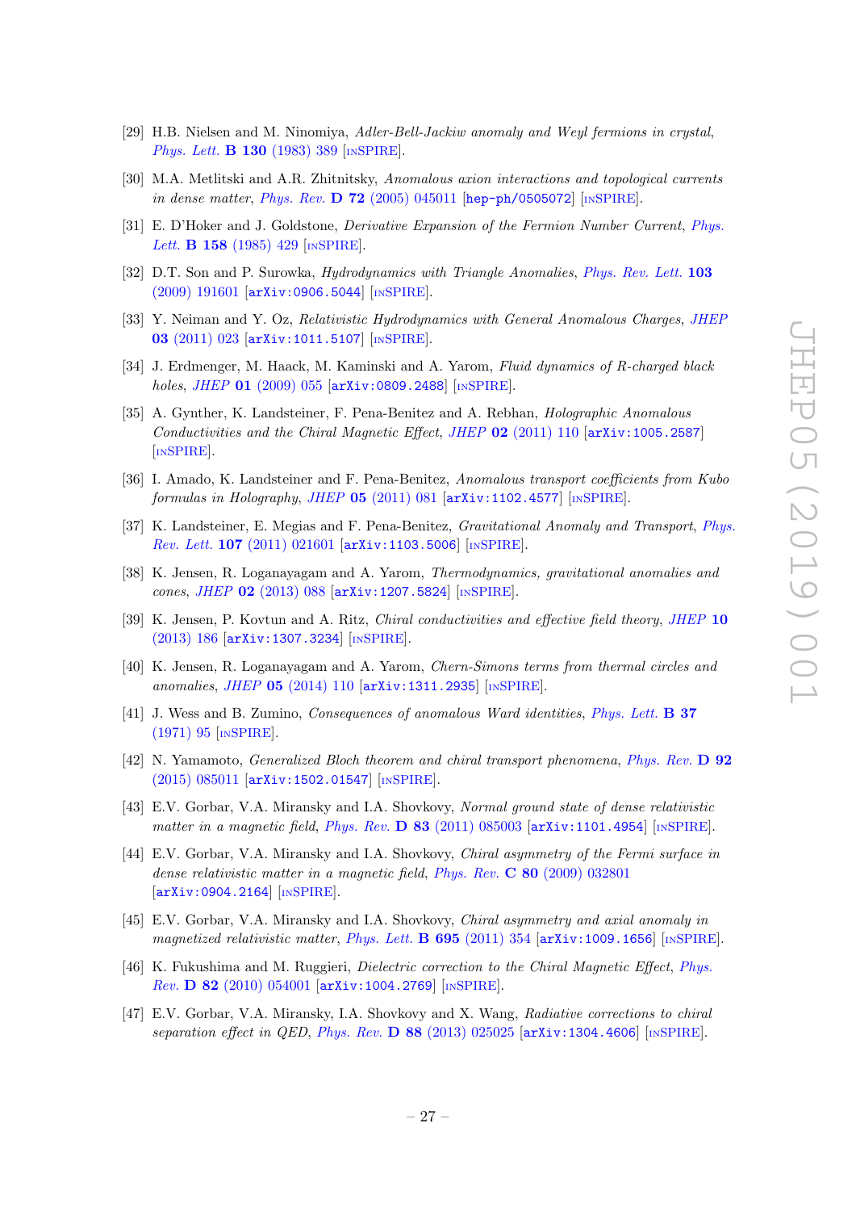[29] H.B. Nielsen and M. Ninomiya, *Adler-Bell-Jackiw anomaly and Weyl fermions in crystal*, *Phys. Lett.* **B 130** (1983) 389 [INSPIRE].

[30] M.A. Metlitski and A.R. Zhitnitsky, *Anomalous axion interactions and topological currents in dense matter*, *Phys. Rev.* **D 72** (2005) 045011 [hep-ph/0505072] [INSPIRE].

[31] E. D'Hoker and J. Goldstone, *Derivative Expansion of the Fermion Number Current*, *Phys. Lett.* **B 158** (1985) 429 [INSPIRE].

[32] D.T. Son and P. Surowka, *Hydrodynamics with Triangle Anomalies*, *Phys. Rev. Lett.* **103** (2009) 191601 [arXiv:0906.5044] [INSPIRE].

[33] Y. Neiman and Y. Oz, *Relativistic Hydrodynamics with General Anomalous Charges*, *JHEP* **03** (2011) 023 [arXiv:1011.5107] [INSPIRE].

[34] J. Erdmenger, M. Haack, M. Kaminski and A. Yarom, *Fluid dynamics of R-charged black holes*, *JHEP* **01** (2009) 055 [arXiv:0809.2488] [INSPIRE].

[35] A. Gynther, K. Landsteiner, F. Pena-Benitez and A. Rebhan, *Holographic Anomalous Conductivities and the Chiral Magnetic Effect*, *JHEP* **02** (2011) 110 [arXiv:1005.2587] [INSPIRE].

[36] I. Amado, K. Landsteiner and F. Pena-Benitez, *Anomalous transport coefficients from Kubo formulas in Holography*, *JHEP* **05** (2011) 081 [arXiv:1102.4577] [INSPIRE].

[37] K. Landsteiner, E. Megias and F. Pena-Benitez, *Gravitational Anomaly and Transport*, *Phys. Rev. Lett.* **107** (2011) 021601 [arXiv:1103.5006] [INSPIRE].

[38] K. Jensen, R. Loganayagam and A. Yarom, *Thermodynamics, gravitational anomalies and cones*, *JHEP* **02** (2013) 088 [arXiv:1207.5824] [INSPIRE].

[39] K. Jensen, P. Kovtun and A. Ritz, *Chiral conductivities and effective field theory*, *JHEP* **10** (2013) 186 [arXiv:1307.3234] [INSPIRE].

[40] K. Jensen, R. Loganayagam and A. Yarom, *Chern-Simons terms from thermal circles and anomalies*, *JHEP* **05** (2014) 110 [arXiv:1311.2935] [INSPIRE].

[41] J. Wess and B. Zumino, *Consequences of anomalous Ward identities*, *Phys. Lett.* **B 37** (1971) 95 [INSPIRE].

[42] N. Yamamoto, *Generalized Bloch theorem and chiral transport phenomena*, *Phys. Rev.* **D 92** (2015) 085011 [arXiv:1502.01547] [INSPIRE].

[43] E.V. Gorbar, V.A. Miransky and I.A. Shovkovy, *Normal ground state of dense relativistic matter in a magnetic field*, *Phys. Rev.* **D 83** (2011) 085003 [arXiv:1101.4954] [INSPIRE].

[44] E.V. Gorbar, V.A. Miransky and I.A. Shovkovy, *Chiral asymmetry of the Fermi surface in dense relativistic matter in a magnetic field*, *Phys. Rev.* **C 80** (2009) 032801 [arXiv:0904.2164] [INSPIRE].

[45] E.V. Gorbar, V.A. Miransky and I.A. Shovkovy, *Chiral asymmetry and axial anomaly in magnetized relativistic matter*, *Phys. Lett.* **B 695** (2011) 354 [arXiv:1009.1656] [INSPIRE].

[46] K. Fukushima and M. Ruggieri, *Dielectric correction to the Chiral Magnetic Effect*, *Phys. Rev.* **D 82** (2010) 054001 [arXiv:1004.2769] [INSPIRE].

[47] E.V. Gorbar, V.A. Miransky, I.A. Shovkovy and X. Wang, *Radiative corrections to chiral separation effect in QED*, *Phys. Rev.* **D 88** (2013) 025025 [arXiv:1304.4606] [INSPIRE].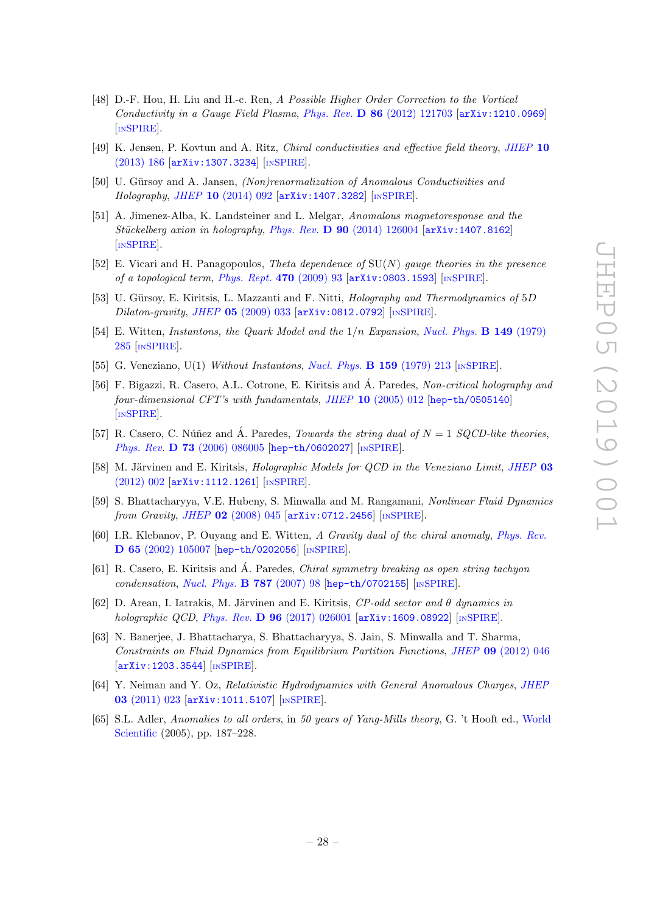[48] D.-F. Hou, H. Liu and H.-c. Ren, *A Possible Higher Order Correction to the Vortical Conductivity in a Gauge Field Plasma*, *Phys. Rev.* **D 86** (2012) 121703 [arXiv:1210.0969] [INSPIRE].

[49] K. Jensen, P. Kovtun and A. Ritz, *Chiral conductivities and effective field theory*, *JHEP* **10** (2013) 186 [arXiv:1307.3234] [INSPIRE].

[50] U. Gürsoy and A. Jansen, *(Non)renormalization of Anomalous Conductivities and Holography*, *JHEP* **10** (2014) 092 [arXiv:1407.3282] [INSPIRE].

[51] A. Jimenez-Alba, K. Landsteiner and L. Melgar, *Anomalous magnetoresponse and the Stückelberg axion in holography*, *Phys. Rev.* **D 90** (2014) 126004 [arXiv:1407.8162] [INSPIRE].

[52] E. Vicari and H. Panagopoulos, *Theta dependence of* SU($N$) *gauge theories in the presence of a topological term*, *Phys. Rept.* **470** (2009) 93 [arXiv:0803.1593] [INSPIRE].

[53] U. Gürsoy, E. Kiritsis, L. Mazzanti and F. Nitti, *Holography and Thermodynamics of 5D Dilaton-gravity*, *JHEP* **05** (2009) 033 [arXiv:0812.0792] [INSPIRE].

[54] E. Witten, *Instantons, the Quark Model and the $1/n$ Expansion*, *Nucl. Phys.* **B 149** (1979) 285 [INSPIRE].

[55] G. Veneziano, U(1) *Without Instantons*, *Nucl. Phys.* **B 159** (1979) 213 [INSPIRE].

[56] F. Bigazzi, R. Casero, A.L. Cotrone, E. Kiritsis and Á. Paredes, *Non-critical holography and four-dimensional CFT's with fundamentals*, *JHEP* **10** (2005) 012 [hep-th/0505140] [INSPIRE].

[57] R. Casero, C. Núñez and Á. Paredes, *Towards the string dual of $N = 1$ SQCD-like theories*, *Phys. Rev.* **D 73** (2006) 086005 [hep-th/0602027] [INSPIRE].

[58] M. Järvinen and E. Kiritsis, *Holographic Models for QCD in the Veneziano Limit*, *JHEP* **03** (2012) 002 [arXiv:1112.1261] [INSPIRE].

[59] S. Bhattacharyya, V.E. Hubeny, S. Minwalla and M. Rangamani, *Nonlinear Fluid Dynamics from Gravity*, *JHEP* **02** (2008) 045 [arXiv:0712.2456] [INSPIRE].

[60] I.R. Klebanov, P. Ouyang and E. Witten, *A Gravity dual of the chiral anomaly*, *Phys. Rev.* **D 65** (2002) 105007 [hep-th/0202056] [INSPIRE].

[61] R. Casero, E. Kiritsis and Á. Paredes, *Chiral symmetry breaking as open string tachyon condensation*, *Nucl. Phys.* **B 787** (2007) 98 [hep-th/0702155] [INSPIRE].

[62] D. Arean, I. Iatrakis, M. Järvinen and E. Kiritsis, *CP-odd sector and $\theta$ dynamics in holographic QCD*, *Phys. Rev.* **D 96** (2017) 026001 [arXiv:1609.08922] [INSPIRE].

[63] N. Banerjee, J. Bhattacharya, S. Bhattacharyya, S. Jain, S. Minwalla and T. Sharma, *Constraints on Fluid Dynamics from Equilibrium Partition Functions*, *JHEP* **09** (2012) 046 [arXiv:1203.3544] [INSPIRE].

[64] Y. Neiman and Y. Oz, *Relativistic Hydrodynamics with General Anomalous Charges*, *JHEP* **03** (2011) 023 [arXiv:1011.5107] [INSPIRE].

[65] S.L. Adler, *Anomalies to all orders*, in *50 years of Yang-Mills theory*, G. 't Hooft ed., World Scientific (2005), pp. 187–228.